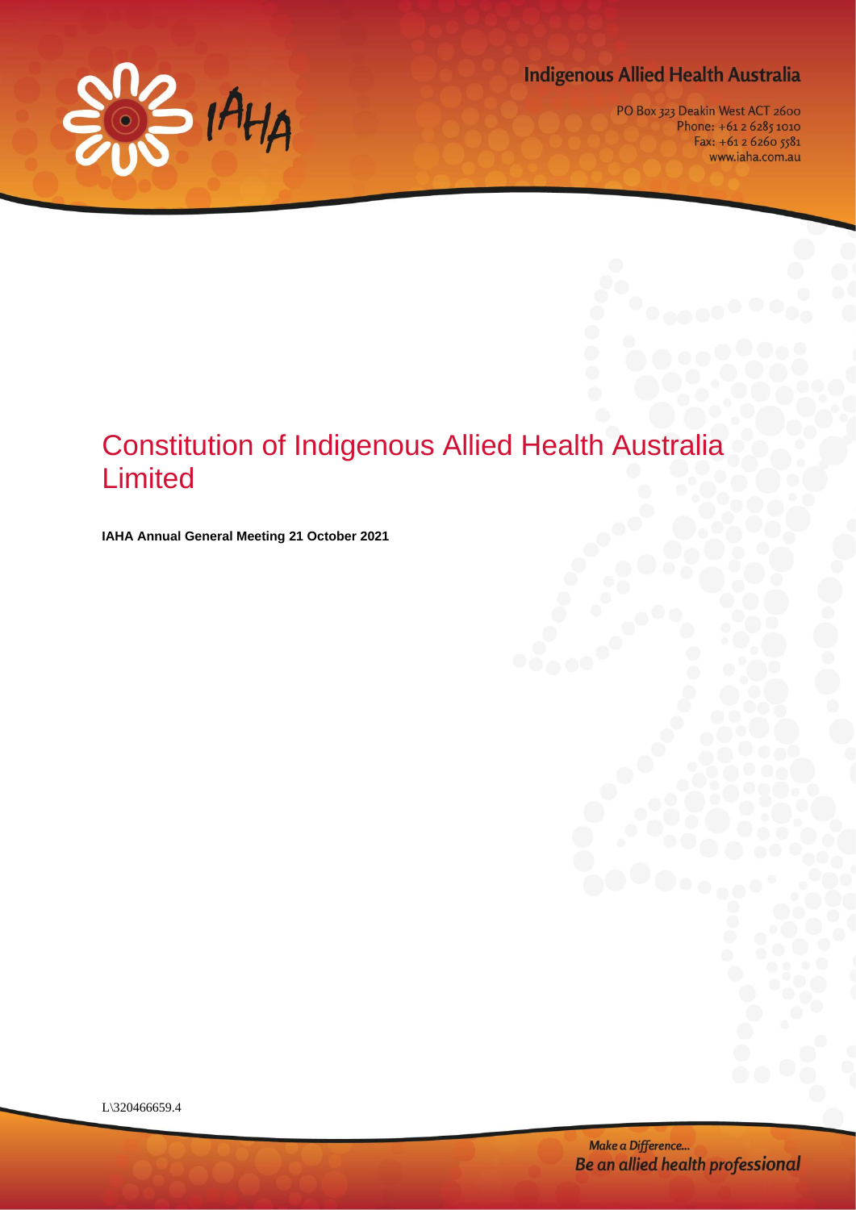Indigenous Allied Health Australia

PO Box 323 Deakin West ACT 2600
Phone: +61 2 6285 1010
Fax: +61 2 6260 5581
www.iaha.com.au

# Constitution of Indigenous Allied Health Australia Limited

**IAHA Annual General Meeting 21 October 2021**

L\320466659.4

*Make a Difference...*
***Be an allied health professional***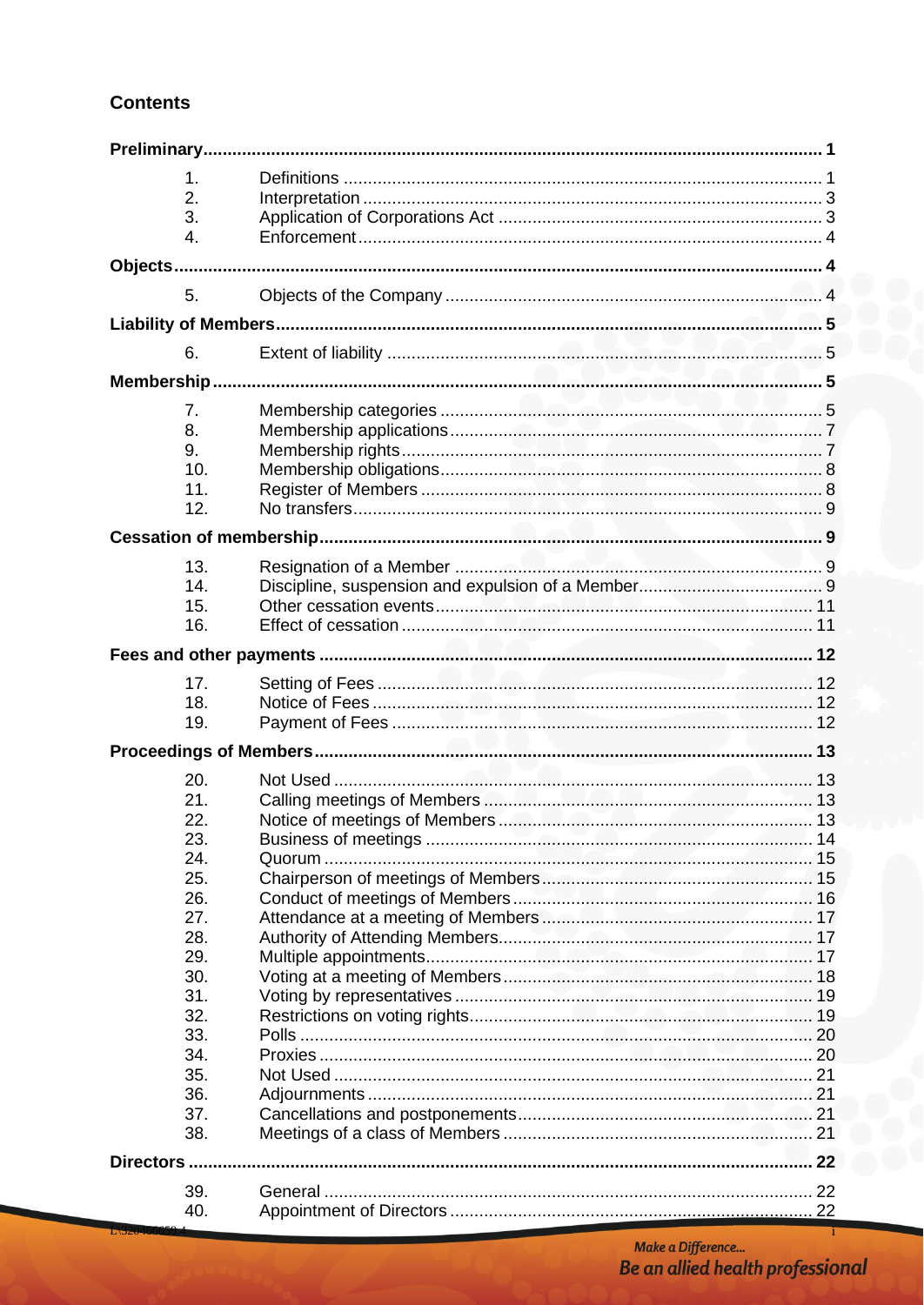## Contents

**Preliminary** 1

1. Definitions 1
2. Interpretation 3
3. Application of Corporations Act 3
4. Enforcement 4

**Objects** 4

5. Objects of the Company 4

**Liability of Members** 5

6. Extent of liability 5

**Membership** 5

7. Membership categories 5
8. Membership applications 7
9. Membership rights 7
10. Membership obligations 8
11. Register of Members 8
12. No transfers 9

**Cessation of membership** 9

13. Resignation of a Member 9
14. Discipline, suspension and expulsion of a Member 9
15. Other cessation events 11
16. Effect of cessation 11

**Fees and other payments** 12

17. Setting of Fees 12
18. Notice of Fees 12
19. Payment of Fees 12

**Proceedings of Members** 13

20. Not Used 13
21. Calling meetings of Members 13
22. Notice of meetings of Members 13
23. Business of meetings 14
24. Quorum 15
25. Chairperson of meetings of Members 15
26. Conduct of meetings of Members 16
27. Attendance at a meeting of Members 17
28. Authority of Attending Members 17
29. Multiple appointments 17
30. Voting at a meeting of Members 18
31. Voting by representatives 19
32. Restrictions on voting rights 19
33. Polls 20
34. Proxies 20
35. Not Used 21
36. Adjournments 21
37. Cancellations and postponements 21
38. Meetings of a class of Members 21

**Directors** 22

39. General 22
40. Appointment of Directors 22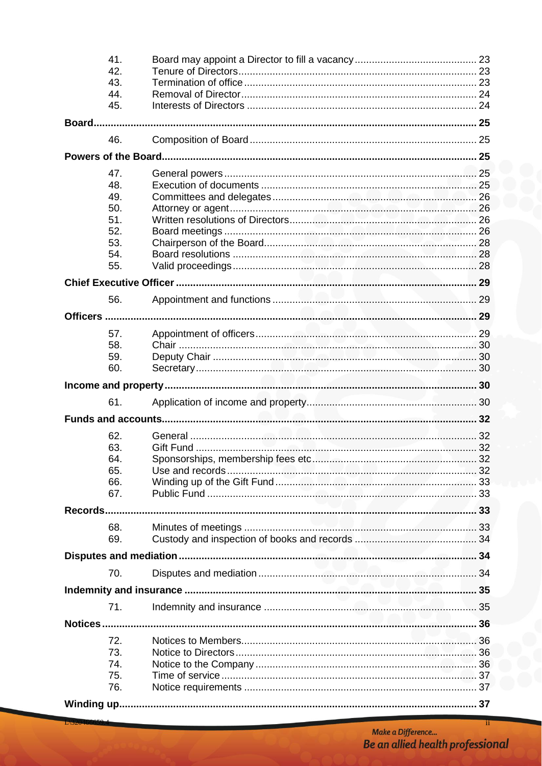| | | |
|---|---|---|
| 41. | Board may appoint a Director to fill a vacancy | 23 |
| 42. | Tenure of Directors | 23 |
| 43. | Termination of office | 23 |
| 44. | Removal of Director | 24 |
| 45. | Interests of Directors | 24 |

**Board** ..... 25

| | | |
|---|---|---|
| 46. | Composition of Board | 25 |

**Powers of the Board** ..... 25

| | | |
|---|---|---|
| 47. | General powers | 25 |
| 48. | Execution of documents | 25 |
| 49. | Committees and delegates | 26 |
| 50. | Attorney or agent | 26 |
| 51. | Written resolutions of Directors | 26 |
| 52. | Board meetings | 26 |
| 53. | Chairperson of the Board | 28 |
| 54. | Board resolutions | 28 |
| 55. | Valid proceedings | 28 |

**Chief Executive Officer** ..... 29

| | | |
|---|---|---|
| 56. | Appointment and functions | 29 |

**Officers** ..... 29

| | | |
|---|---|---|
| 57. | Appointment of officers | 29 |
| 58. | Chair | 30 |
| 59. | Deputy Chair | 30 |
| 60. | Secretary | 30 |

**Income and property** ..... 30

| | | |
|---|---|---|
| 61. | Application of income and property | 30 |

**Funds and accounts** ..... 32

| | | |
|---|---|---|
| 62. | General | 32 |
| 63. | Gift Fund | 32 |
| 64. | Sponsorships, membership fees etc | 32 |
| 65. | Use and records | 32 |
| 66. | Winding up of the Gift Fund | 33 |
| 67. | Public Fund | 33 |

**Records** ..... 33

| | | |
|---|---|---|
| 68. | Minutes of meetings | 33 |
| 69. | Custody and inspection of books and records | 34 |

**Disputes and mediation** ..... 34

| | | |
|---|---|---|
| 70. | Disputes and mediation | 34 |

**Indemnity and insurance** ..... 35

| | | |
|---|---|---|
| 71. | Indemnity and insurance | 35 |

**Notices** ..... 36

| | | |
|---|---|---|
| 72. | Notices to Members | 36 |
| 73. | Notice to Directors | 36 |
| 74. | Notice to the Company | 36 |
| 75. | Time of service | 37 |
| 76. | Notice requirements | 37 |

**Winding up** ..... 37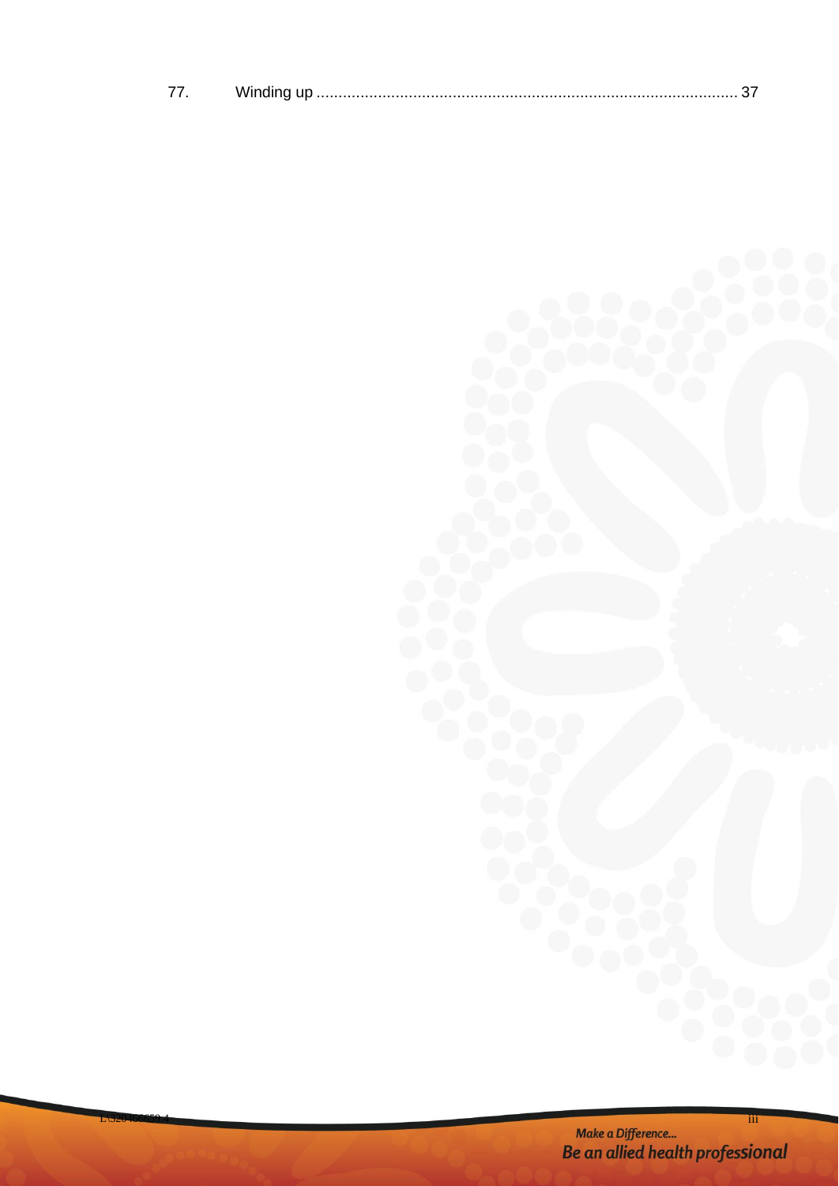77. Winding up ................................................................................................ 37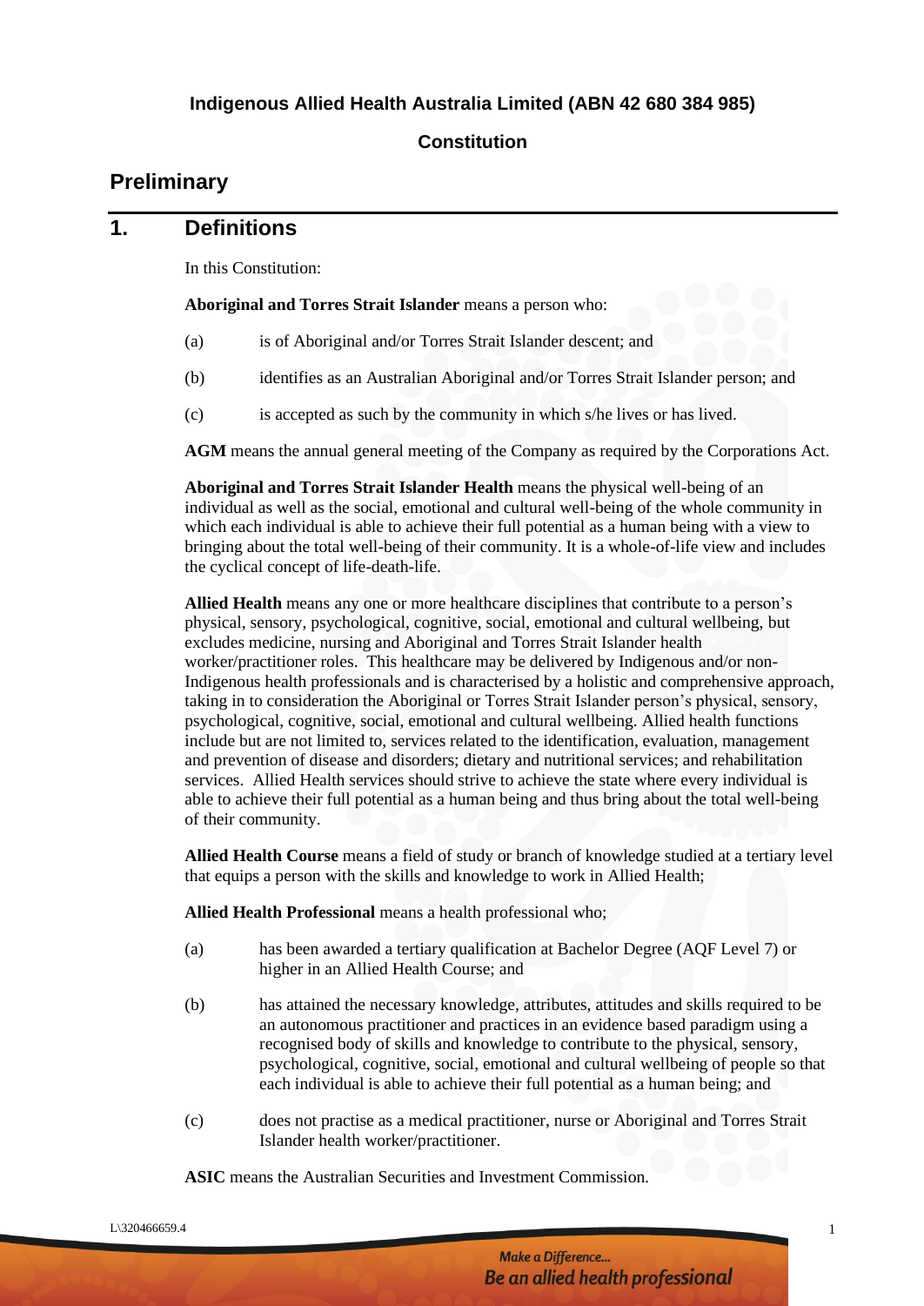**Indigenous Allied Health Australia Limited (ABN 42 680 384 985)**

**Constitution**

# Preliminary

## 1. Definitions

In this Constitution:

**Aboriginal and Torres Strait Islander** means a person who:

(a) is of Aboriginal and/or Torres Strait Islander descent; and

(b) identifies as an Australian Aboriginal and/or Torres Strait Islander person; and

(c) is accepted as such by the community in which s/he lives or has lived.

**AGM** means the annual general meeting of the Company as required by the Corporations Act.

**Aboriginal and Torres Strait Islander Health** means the physical well-being of an individual as well as the social, emotional and cultural well-being of the whole community in which each individual is able to achieve their full potential as a human being with a view to bringing about the total well-being of their community. It is a whole-of-life view and includes the cyclical concept of life-death-life.

**Allied Health** means any one or more healthcare disciplines that contribute to a person's physical, sensory, psychological, cognitive, social, emotional and cultural wellbeing, but excludes medicine, nursing and Aboriginal and Torres Strait Islander health worker/practitioner roles. This healthcare may be delivered by Indigenous and/or non-Indigenous health professionals and is characterised by a holistic and comprehensive approach, taking in to consideration the Aboriginal or Torres Strait Islander person's physical, sensory, psychological, cognitive, social, emotional and cultural wellbeing. Allied health functions include but are not limited to, services related to the identification, evaluation, management and prevention of disease and disorders; dietary and nutritional services; and rehabilitation services. Allied Health services should strive to achieve the state where every individual is able to achieve their full potential as a human being and thus bring about the total well-being of their community.

**Allied Health Course** means a field of study or branch of knowledge studied at a tertiary level that equips a person with the skills and knowledge to work in Allied Health;

**Allied Health Professional** means a health professional who;

(a) has been awarded a tertiary qualification at Bachelor Degree (AQF Level 7) or higher in an Allied Health Course; and

(b) has attained the necessary knowledge, attributes, attitudes and skills required to be an autonomous practitioner and practices in an evidence based paradigm using a recognised body of skills and knowledge to contribute to the physical, sensory, psychological, cognitive, social, emotional and cultural wellbeing of people so that each individual is able to achieve their full potential as a human being; and

(c) does not practise as a medical practitioner, nurse or Aboriginal and Torres Strait Islander health worker/practitioner.

**ASIC** means the Australian Securities and Investment Commission.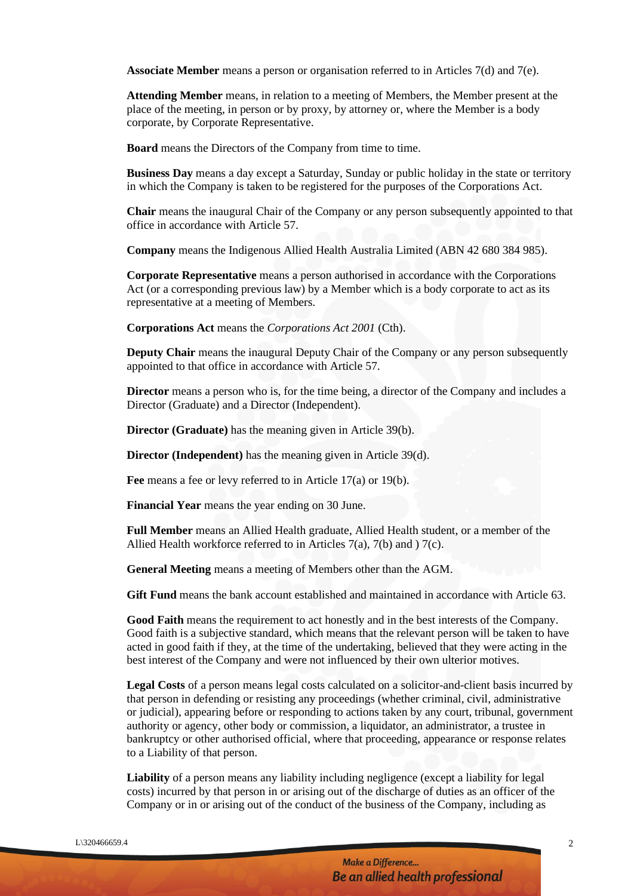**Associate Member** means a person or organisation referred to in Articles 7(d) and 7(e).

**Attending Member** means, in relation to a meeting of Members, the Member present at the place of the meeting, in person or by proxy, by attorney or, where the Member is a body corporate, by Corporate Representative.

**Board** means the Directors of the Company from time to time.

**Business Day** means a day except a Saturday, Sunday or public holiday in the state or territory in which the Company is taken to be registered for the purposes of the Corporations Act.

**Chair** means the inaugural Chair of the Company or any person subsequently appointed to that office in accordance with Article 57.

**Company** means the Indigenous Allied Health Australia Limited (ABN 42 680 384 985).

**Corporate Representative** means a person authorised in accordance with the Corporations Act (or a corresponding previous law) by a Member which is a body corporate to act as its representative at a meeting of Members.

**Corporations Act** means the *Corporations Act 2001* (Cth).

**Deputy Chair** means the inaugural Deputy Chair of the Company or any person subsequently appointed to that office in accordance with Article 57.

**Director** means a person who is, for the time being, a director of the Company and includes a Director (Graduate) and a Director (Independent).

**Director (Graduate)** has the meaning given in Article 39(b).

**Director (Independent)** has the meaning given in Article 39(d).

**Fee** means a fee or levy referred to in Article 17(a) or 19(b).

**Financial Year** means the year ending on 30 June.

**Full Member** means an Allied Health graduate, Allied Health student, or a member of the Allied Health workforce referred to in Articles 7(a), 7(b) and ) 7(c).

**General Meeting** means a meeting of Members other than the AGM.

**Gift Fund** means the bank account established and maintained in accordance with Article 63.

**Good Faith** means the requirement to act honestly and in the best interests of the Company. Good faith is a subjective standard, which means that the relevant person will be taken to have acted in good faith if they, at the time of the undertaking, believed that they were acting in the best interest of the Company and were not influenced by their own ulterior motives.

**Legal Costs** of a person means legal costs calculated on a solicitor-and-client basis incurred by that person in defending or resisting any proceedings (whether criminal, civil, administrative or judicial), appearing before or responding to actions taken by any court, tribunal, government authority or agency, other body or commission, a liquidator, an administrator, a trustee in bankruptcy or other authorised official, where that proceeding, appearance or response relates to a Liability of that person.

**Liability** of a person means any liability including negligence (except a liability for legal costs) incurred by that person in or arising out of the discharge of duties as an officer of the Company or in or arising out of the conduct of the business of the Company, including as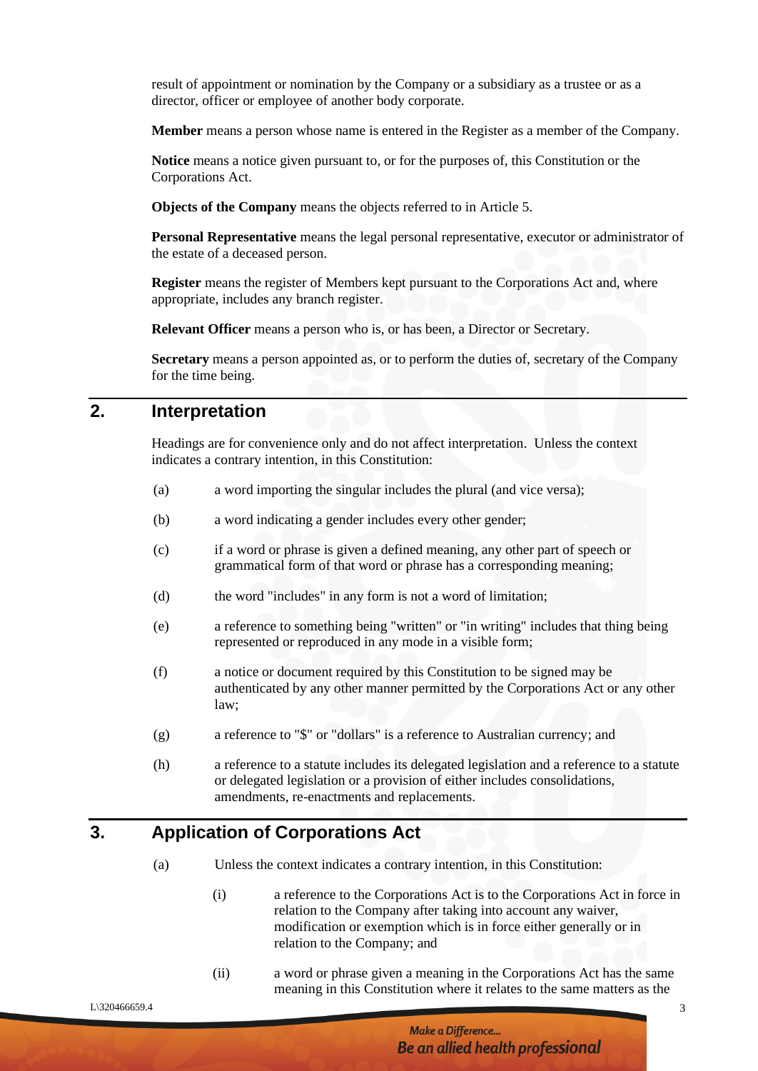result of appointment or nomination by the Company or a subsidiary as a trustee or as a director, officer or employee of another body corporate.

**Member** means a person whose name is entered in the Register as a member of the Company.

**Notice** means a notice given pursuant to, or for the purposes of, this Constitution or the Corporations Act.

**Objects of the Company** means the objects referred to in Article 5.

**Personal Representative** means the legal personal representative, executor or administrator of the estate of a deceased person.

**Register** means the register of Members kept pursuant to the Corporations Act and, where appropriate, includes any branch register.

**Relevant Officer** means a person who is, or has been, a Director or Secretary.

**Secretary** means a person appointed as, or to perform the duties of, secretary of the Company for the time being.

## 2. Interpretation

Headings are for convenience only and do not affect interpretation. Unless the context indicates a contrary intention, in this Constitution:

(a) a word importing the singular includes the plural (and vice versa);

(b) a word indicating a gender includes every other gender;

(c) if a word or phrase is given a defined meaning, any other part of speech or grammatical form of that word or phrase has a corresponding meaning;

(d) the word "includes" in any form is not a word of limitation;

(e) a reference to something being "written" or "in writing" includes that thing being represented or reproduced in any mode in a visible form;

(f) a notice or document required by this Constitution to be signed may be authenticated by any other manner permitted by the Corporations Act or any other law;

(g) a reference to "$" or "dollars" is a reference to Australian currency; and

(h) a reference to a statute includes its delegated legislation and a reference to a statute or delegated legislation or a provision of either includes consolidations, amendments, re-enactments and replacements.

## 3. Application of Corporations Act

(a) Unless the context indicates a contrary intention, in this Constitution:

(i) a reference to the Corporations Act is to the Corporations Act in force in relation to the Company after taking into account any waiver, modification or exemption which is in force either generally or in relation to the Company; and

(ii) a word or phrase given a meaning in the Corporations Act has the same meaning in this Constitution where it relates to the same matters as the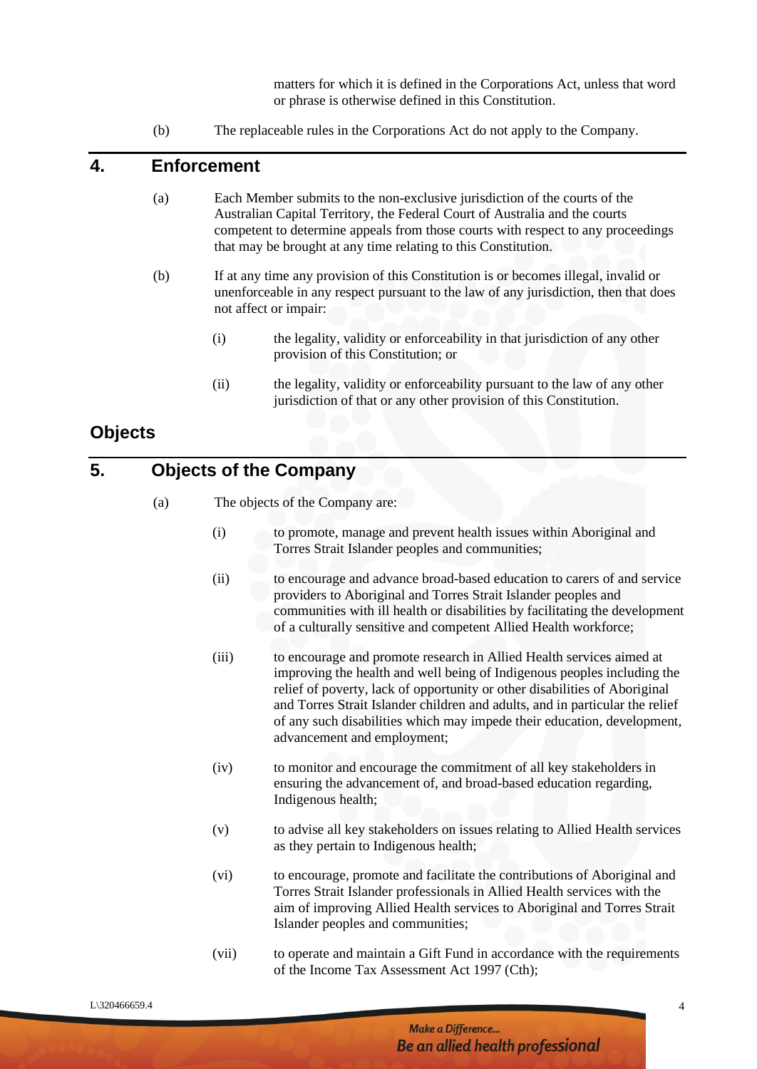matters for which it is defined in the Corporations Act, unless that word or phrase is otherwise defined in this Constitution.

(b) The replaceable rules in the Corporations Act do not apply to the Company.

## 4. Enforcement

(a) Each Member submits to the non-exclusive jurisdiction of the courts of the Australian Capital Territory, the Federal Court of Australia and the courts competent to determine appeals from those courts with respect to any proceedings that may be brought at any time relating to this Constitution.

(b) If at any time any provision of this Constitution is or becomes illegal, invalid or unenforceable in any respect pursuant to the law of any jurisdiction, then that does not affect or impair:

(i) the legality, validity or enforceability in that jurisdiction of any other provision of this Constitution; or

(ii) the legality, validity or enforceability pursuant to the law of any other jurisdiction of that or any other provision of this Constitution.

# Objects

## 5. Objects of the Company

(a) The objects of the Company are:

(i) to promote, manage and prevent health issues within Aboriginal and Torres Strait Islander peoples and communities;

(ii) to encourage and advance broad-based education to carers of and service providers to Aboriginal and Torres Strait Islander peoples and communities with ill health or disabilities by facilitating the development of a culturally sensitive and competent Allied Health workforce;

(iii) to encourage and promote research in Allied Health services aimed at improving the health and well being of Indigenous peoples including the relief of poverty, lack of opportunity or other disabilities of Aboriginal and Torres Strait Islander children and adults, and in particular the relief of any such disabilities which may impede their education, development, advancement and employment;

(iv) to monitor and encourage the commitment of all key stakeholders in ensuring the advancement of, and broad-based education regarding, Indigenous health;

(v) to advise all key stakeholders on issues relating to Allied Health services as they pertain to Indigenous health;

(vi) to encourage, promote and facilitate the contributions of Aboriginal and Torres Strait Islander professionals in Allied Health services with the aim of improving Allied Health services to Aboriginal and Torres Strait Islander peoples and communities;

(vii) to operate and maintain a Gift Fund in accordance with the requirements of the Income Tax Assessment Act 1997 (Cth);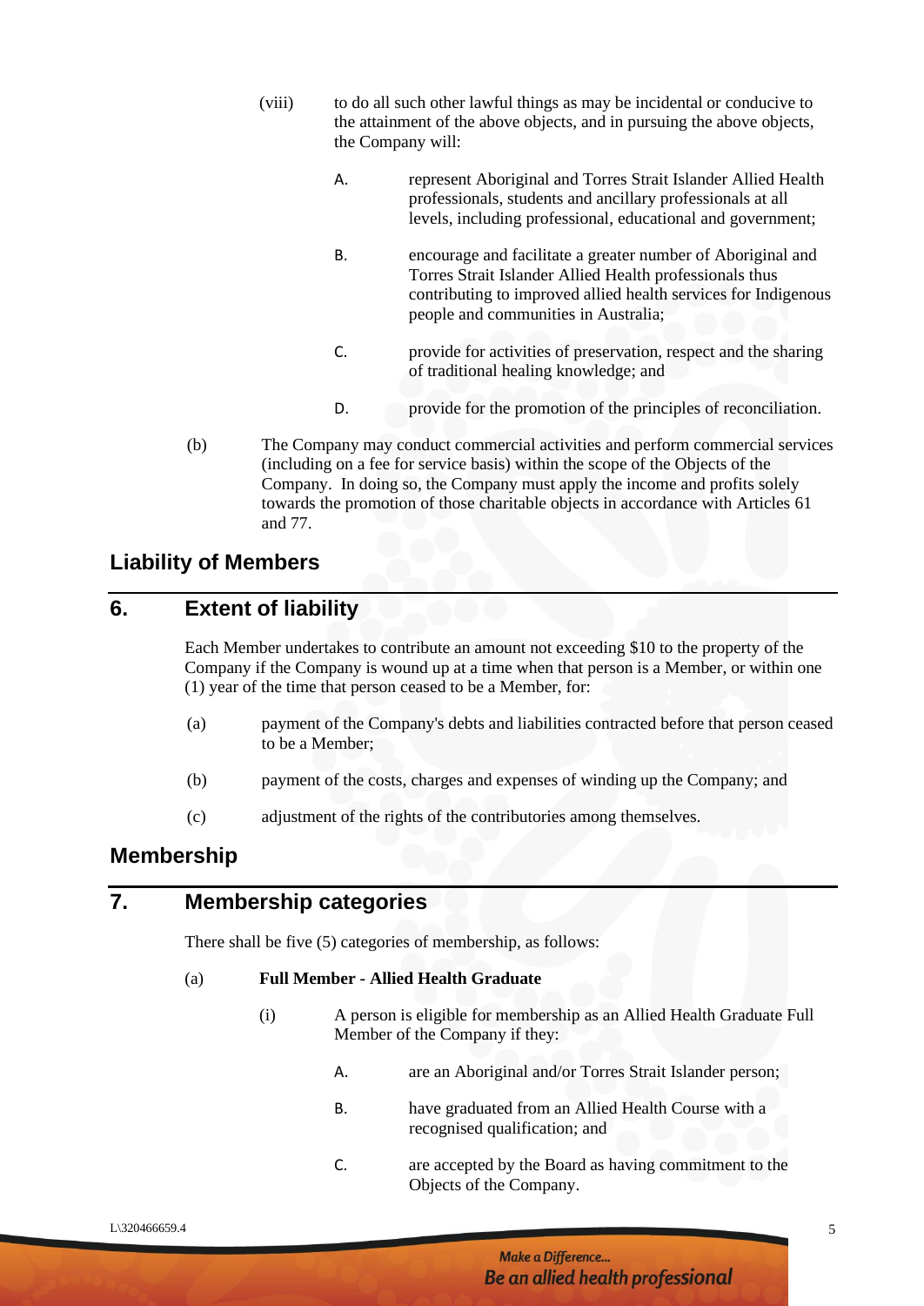(viii) to do all such other lawful things as may be incidental or conducive to the attainment of the above objects, and in pursuing the above objects, the Company will:

A. represent Aboriginal and Torres Strait Islander Allied Health professionals, students and ancillary professionals at all levels, including professional, educational and government;

B. encourage and facilitate a greater number of Aboriginal and Torres Strait Islander Allied Health professionals thus contributing to improved allied health services for Indigenous people and communities in Australia;

C. provide for activities of preservation, respect and the sharing of traditional healing knowledge; and

D. provide for the promotion of the principles of reconciliation.

(b) The Company may conduct commercial activities and perform commercial services (including on a fee for service basis) within the scope of the Objects of the Company. In doing so, the Company must apply the income and profits solely towards the promotion of those charitable objects in accordance with Articles 61 and 77.

## Liability of Members

### 6. Extent of liability

Each Member undertakes to contribute an amount not exceeding $10 to the property of the Company if the Company is wound up at a time when that person is a Member, or within one (1) year of the time that person ceased to be a Member, for:

(a) payment of the Company's debts and liabilities contracted before that person ceased to be a Member;

(b) payment of the costs, charges and expenses of winding up the Company; and

(c) adjustment of the rights of the contributories among themselves.

## Membership

### 7. Membership categories

There shall be five (5) categories of membership, as follows:

(a) **Full Member - Allied Health Graduate**

(i) A person is eligible for membership as an Allied Health Graduate Full Member of the Company if they:

A. are an Aboriginal and/or Torres Strait Islander person;

B. have graduated from an Allied Health Course with a recognised qualification; and

C. are accepted by the Board as having commitment to the Objects of the Company.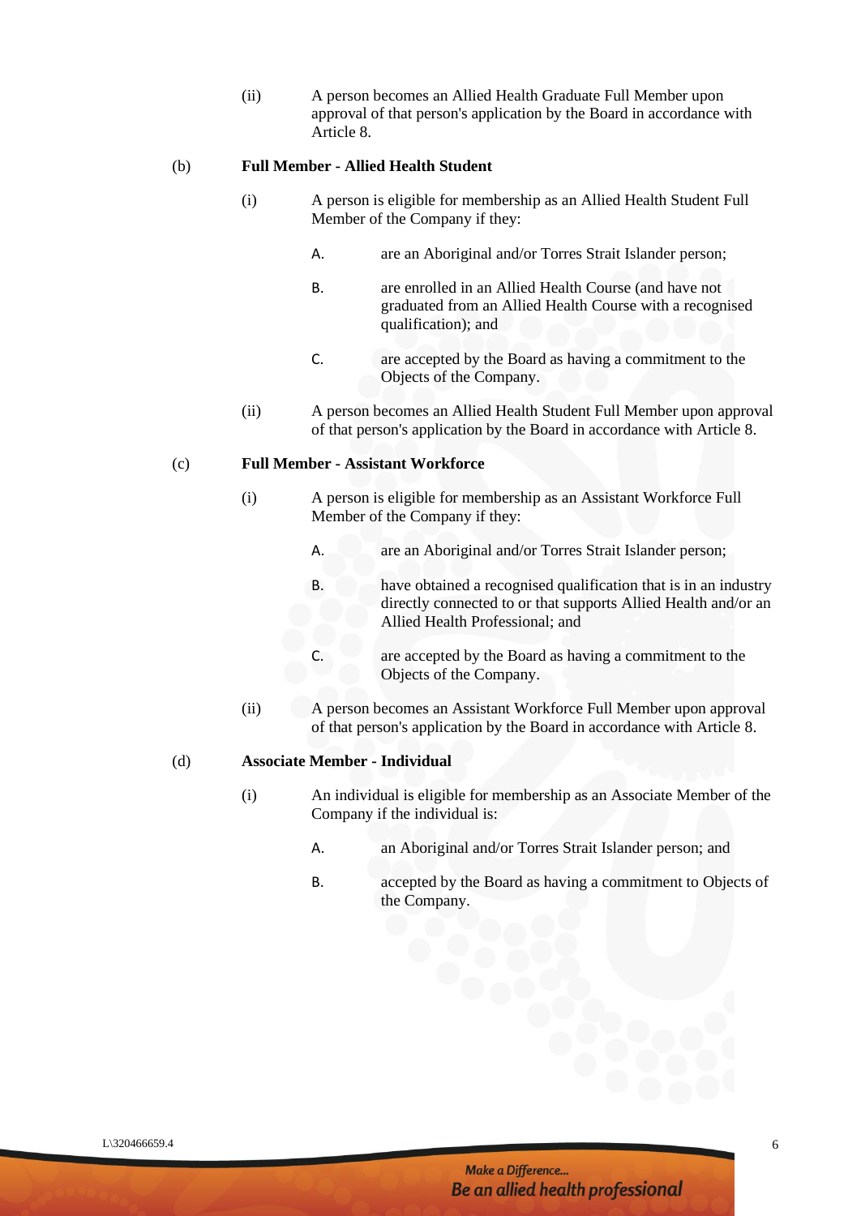(ii) A person becomes an Allied Health Graduate Full Member upon approval of that person's application by the Board in accordance with Article 8.

(b) **Full Member - Allied Health Student**

(i) A person is eligible for membership as an Allied Health Student Full Member of the Company if they:

A. are an Aboriginal and/or Torres Strait Islander person;

B. are enrolled in an Allied Health Course (and have not graduated from an Allied Health Course with a recognised qualification); and

C. are accepted by the Board as having a commitment to the Objects of the Company.

(ii) A person becomes an Allied Health Student Full Member upon approval of that person's application by the Board in accordance with Article 8.

(c) **Full Member - Assistant Workforce**

(i) A person is eligible for membership as an Assistant Workforce Full Member of the Company if they:

A. are an Aboriginal and/or Torres Strait Islander person;

B. have obtained a recognised qualification that is in an industry directly connected to or that supports Allied Health and/or an Allied Health Professional; and

C. are accepted by the Board as having a commitment to the Objects of the Company.

(ii) A person becomes an Assistant Workforce Full Member upon approval of that person's application by the Board in accordance with Article 8.

(d) **Associate Member - Individual**

(i) An individual is eligible for membership as an Associate Member of the Company if the individual is:

A. an Aboriginal and/or Torres Strait Islander person; and

B. accepted by the Board as having a commitment to Objects of the Company.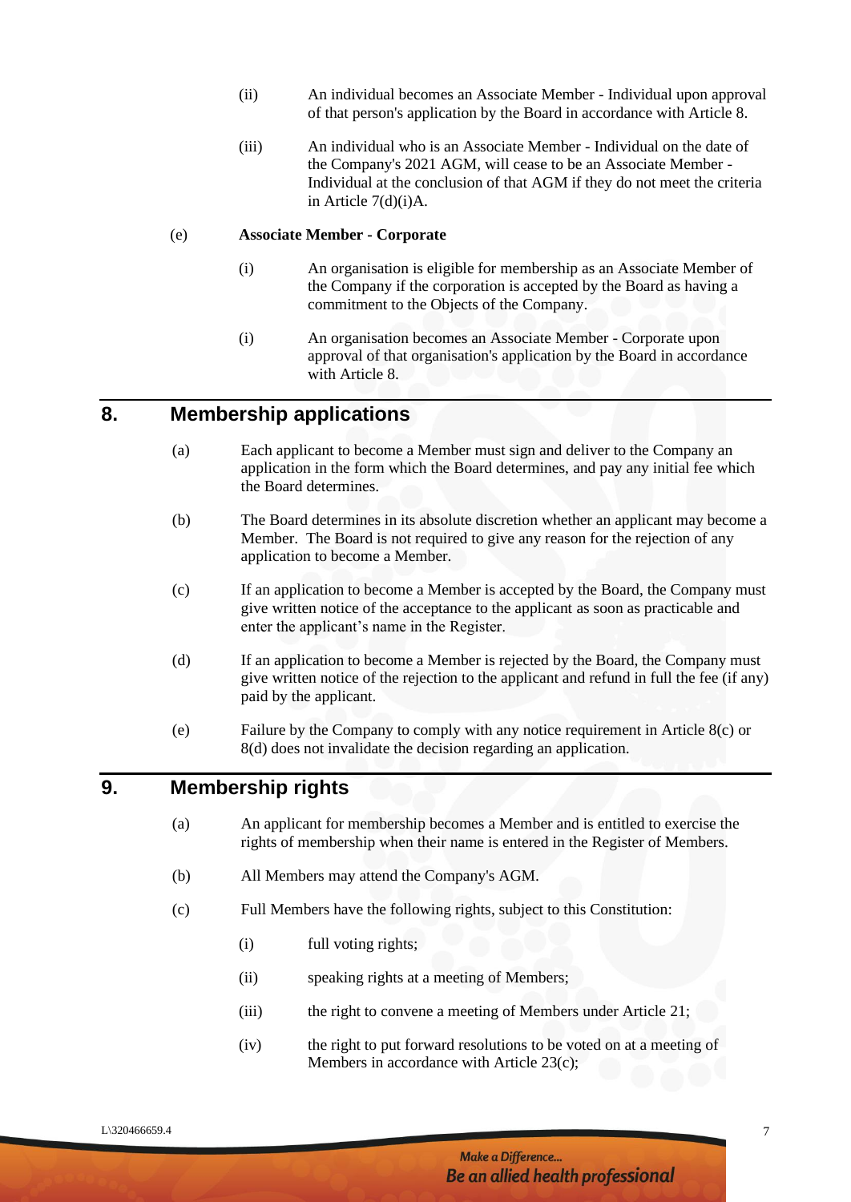(ii) An individual becomes an Associate Member - Individual upon approval of that person's application by the Board in accordance with Article 8.

(iii) An individual who is an Associate Member - Individual on the date of the Company's 2021 AGM, will cease to be an Associate Member - Individual at the conclusion of that AGM if they do not meet the criteria in Article 7(d)(i)A.

(e) **Associate Member - Corporate**

(i) An organisation is eligible for membership as an Associate Member of the Company if the corporation is accepted by the Board as having a commitment to the Objects of the Company.

(i) An organisation becomes an Associate Member - Corporate upon approval of that organisation's application by the Board in accordance with Article 8.

## 8. Membership applications

(a) Each applicant to become a Member must sign and deliver to the Company an application in the form which the Board determines, and pay any initial fee which the Board determines.

(b) The Board determines in its absolute discretion whether an applicant may become a Member. The Board is not required to give any reason for the rejection of any application to become a Member.

(c) If an application to become a Member is accepted by the Board, the Company must give written notice of the acceptance to the applicant as soon as practicable and enter the applicant's name in the Register.

(d) If an application to become a Member is rejected by the Board, the Company must give written notice of the rejection to the applicant and refund in full the fee (if any) paid by the applicant.

(e) Failure by the Company to comply with any notice requirement in Article 8(c) or 8(d) does not invalidate the decision regarding an application.

## 9. Membership rights

(a) An applicant for membership becomes a Member and is entitled to exercise the rights of membership when their name is entered in the Register of Members.

(b) All Members may attend the Company's AGM.

(c) Full Members have the following rights, subject to this Constitution:

(i) full voting rights;

(ii) speaking rights at a meeting of Members;

(iii) the right to convene a meeting of Members under Article 21;

(iv) the right to put forward resolutions to be voted on at a meeting of Members in accordance with Article 23(c);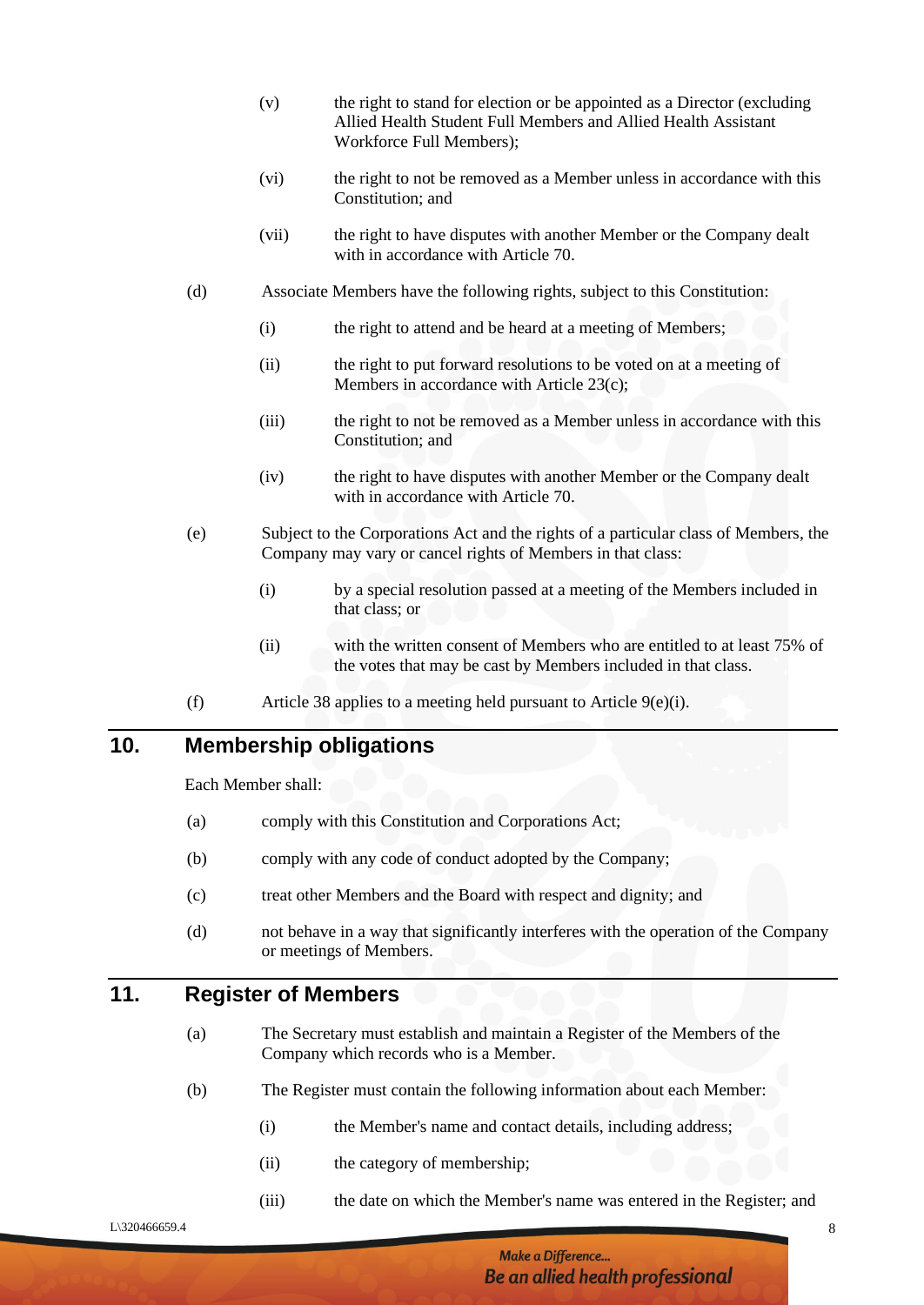(v) the right to stand for election or be appointed as a Director (excluding Allied Health Student Full Members and Allied Health Assistant Workforce Full Members);

(vi) the right to not be removed as a Member unless in accordance with this Constitution; and

(vii) the right to have disputes with another Member or the Company dealt with in accordance with Article 70.

(d) Associate Members have the following rights, subject to this Constitution:

(i) the right to attend and be heard at a meeting of Members;

(ii) the right to put forward resolutions to be voted on at a meeting of Members in accordance with Article 23(c);

(iii) the right to not be removed as a Member unless in accordance with this Constitution; and

(iv) the right to have disputes with another Member or the Company dealt with in accordance with Article 70.

(e) Subject to the Corporations Act and the rights of a particular class of Members, the Company may vary or cancel rights of Members in that class:

(i) by a special resolution passed at a meeting of the Members included in that class; or

(ii) with the written consent of Members who are entitled to at least 75% of the votes that may be cast by Members included in that class.

(f) Article 38 applies to a meeting held pursuant to Article 9(e)(i).

## 10. Membership obligations

Each Member shall:

(a) comply with this Constitution and Corporations Act;

(b) comply with any code of conduct adopted by the Company;

(c) treat other Members and the Board with respect and dignity; and

(d) not behave in a way that significantly interferes with the operation of the Company or meetings of Members.

## 11. Register of Members

(a) The Secretary must establish and maintain a Register of the Members of the Company which records who is a Member.

(b) The Register must contain the following information about each Member:

(i) the Member's name and contact details, including address;

(ii) the category of membership;

(iii) the date on which the Member's name was entered in the Register; and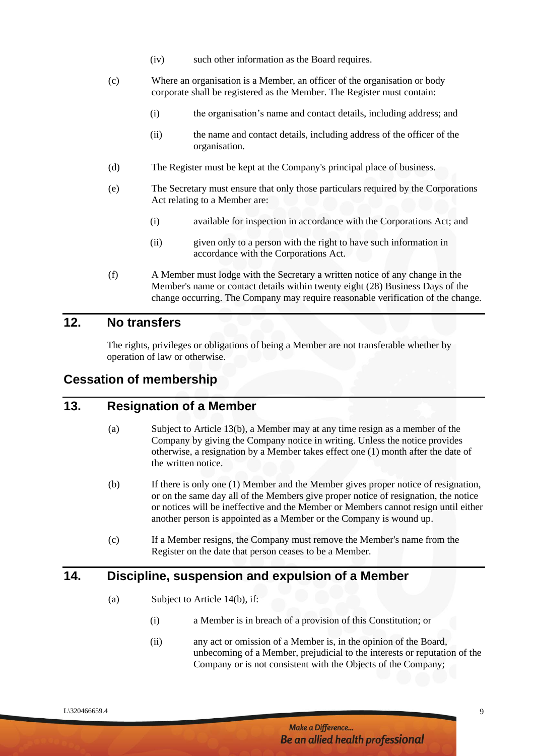(iv) such other information as the Board requires.

(c) Where an organisation is a Member, an officer of the organisation or body corporate shall be registered as the Member. The Register must contain:

(i) the organisation's name and contact details, including address; and

(ii) the name and contact details, including address of the officer of the organisation.

(d) The Register must be kept at the Company's principal place of business.

(e) The Secretary must ensure that only those particulars required by the Corporations Act relating to a Member are:

(i) available for inspection in accordance with the Corporations Act; and

(ii) given only to a person with the right to have such information in accordance with the Corporations Act.

(f) A Member must lodge with the Secretary a written notice of any change in the Member's name or contact details within twenty eight (28) Business Days of the change occurring. The Company may require reasonable verification of the change.

## 12. No transfers

The rights, privileges or obligations of being a Member are not transferable whether by operation of law or otherwise.

## Cessation of membership

## 13. Resignation of a Member

(a) Subject to Article 13(b), a Member may at any time resign as a member of the Company by giving the Company notice in writing. Unless the notice provides otherwise, a resignation by a Member takes effect one (1) month after the date of the written notice.

(b) If there is only one (1) Member and the Member gives proper notice of resignation, or on the same day all of the Members give proper notice of resignation, the notice or notices will be ineffective and the Member or Members cannot resign until either another person is appointed as a Member or the Company is wound up.

(c) If a Member resigns, the Company must remove the Member's name from the Register on the date that person ceases to be a Member.

## 14. Discipline, suspension and expulsion of a Member

(a) Subject to Article 14(b), if:

(i) a Member is in breach of a provision of this Constitution; or

(ii) any act or omission of a Member is, in the opinion of the Board, unbecoming of a Member, prejudicial to the interests or reputation of the Company or is not consistent with the Objects of the Company;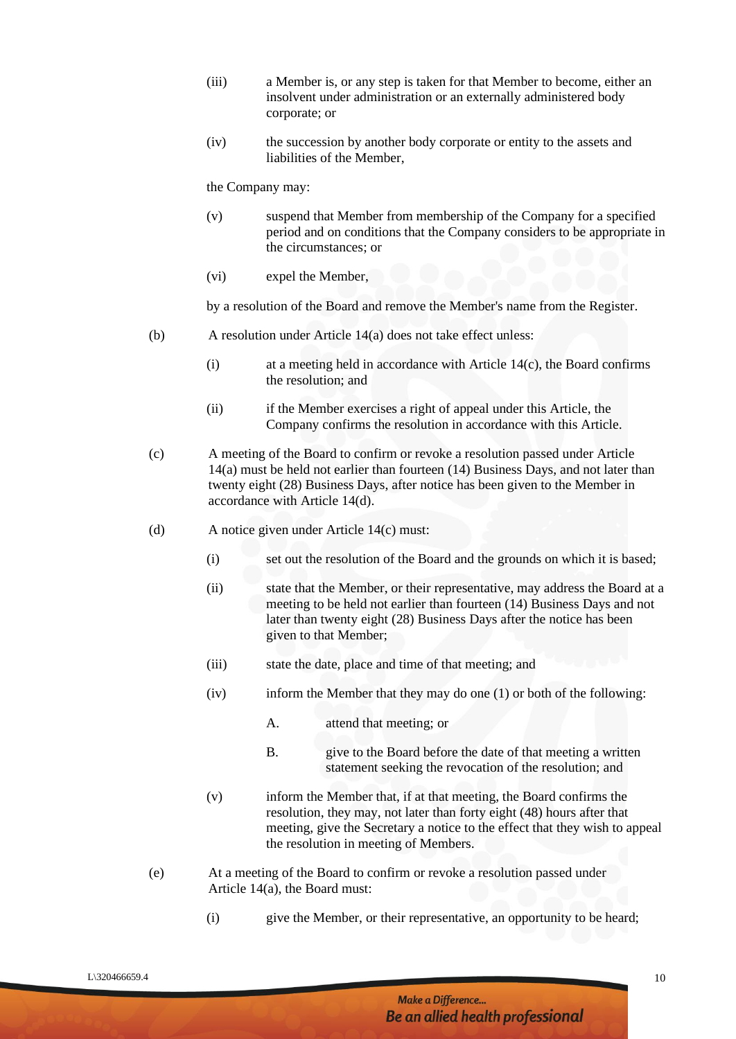(iii) a Member is, or any step is taken for that Member to become, either an insolvent under administration or an externally administered body corporate; or

(iv) the succession by another body corporate or entity to the assets and liabilities of the Member,

the Company may:

(v) suspend that Member from membership of the Company for a specified period and on conditions that the Company considers to be appropriate in the circumstances; or

(vi) expel the Member,

by a resolution of the Board and remove the Member's name from the Register.

(b) A resolution under Article 14(a) does not take effect unless:

(i) at a meeting held in accordance with Article 14(c), the Board confirms the resolution; and

(ii) if the Member exercises a right of appeal under this Article, the Company confirms the resolution in accordance with this Article.

(c) A meeting of the Board to confirm or revoke a resolution passed under Article 14(a) must be held not earlier than fourteen (14) Business Days, and not later than twenty eight (28) Business Days, after notice has been given to the Member in accordance with Article 14(d).

(d) A notice given under Article 14(c) must:

(i) set out the resolution of the Board and the grounds on which it is based;

(ii) state that the Member, or their representative, may address the Board at a meeting to be held not earlier than fourteen (14) Business Days and not later than twenty eight (28) Business Days after the notice has been given to that Member;

(iii) state the date, place and time of that meeting; and

(iv) inform the Member that they may do one (1) or both of the following:

A. attend that meeting; or

B. give to the Board before the date of that meeting a written statement seeking the revocation of the resolution; and

(v) inform the Member that, if at that meeting, the Board confirms the resolution, they may, not later than forty eight (48) hours after that meeting, give the Secretary a notice to the effect that they wish to appeal the resolution in meeting of Members.

(e) At a meeting of the Board to confirm or revoke a resolution passed under Article 14(a), the Board must:

(i) give the Member, or their representative, an opportunity to be heard;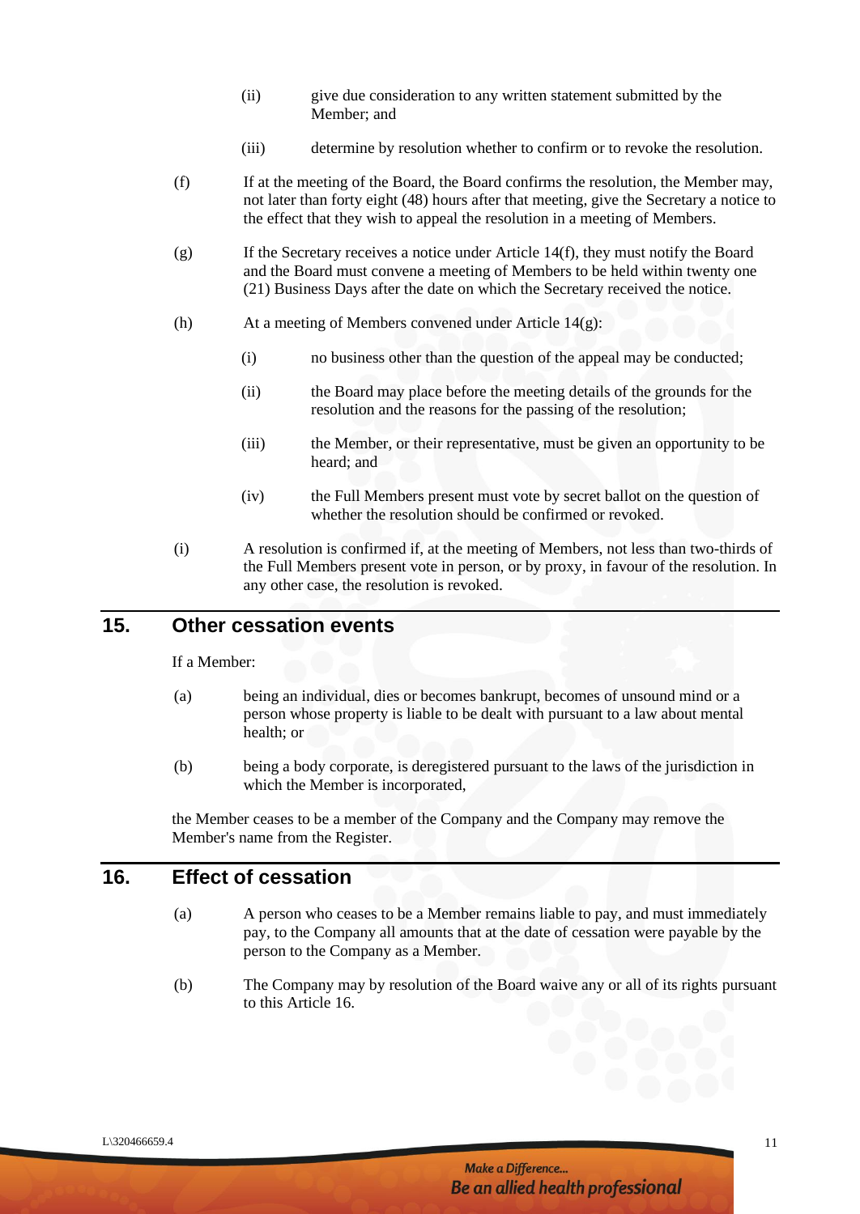(ii) give due consideration to any written statement submitted by the Member; and

(iii) determine by resolution whether to confirm or to revoke the resolution.

(f) If at the meeting of the Board, the Board confirms the resolution, the Member may, not later than forty eight (48) hours after that meeting, give the Secretary a notice to the effect that they wish to appeal the resolution in a meeting of Members.

(g) If the Secretary receives a notice under Article 14(f), they must notify the Board and the Board must convene a meeting of Members to be held within twenty one (21) Business Days after the date on which the Secretary received the notice.

(h) At a meeting of Members convened under Article 14(g):

(i) no business other than the question of the appeal may be conducted;

(ii) the Board may place before the meeting details of the grounds for the resolution and the reasons for the passing of the resolution;

(iii) the Member, or their representative, must be given an opportunity to be heard; and

(iv) the Full Members present must vote by secret ballot on the question of whether the resolution should be confirmed or revoked.

(i) A resolution is confirmed if, at the meeting of Members, not less than two-thirds of the Full Members present vote in person, or by proxy, in favour of the resolution. In any other case, the resolution is revoked.

## 15. Other cessation events

If a Member:

(a) being an individual, dies or becomes bankrupt, becomes of unsound mind or a person whose property is liable to be dealt with pursuant to a law about mental health; or

(b) being a body corporate, is deregistered pursuant to the laws of the jurisdiction in which the Member is incorporated,

the Member ceases to be a member of the Company and the Company may remove the Member's name from the Register.

## 16. Effect of cessation

(a) A person who ceases to be a Member remains liable to pay, and must immediately pay, to the Company all amounts that at the date of cessation were payable by the person to the Company as a Member.

(b) The Company may by resolution of the Board waive any or all of its rights pursuant to this Article 16.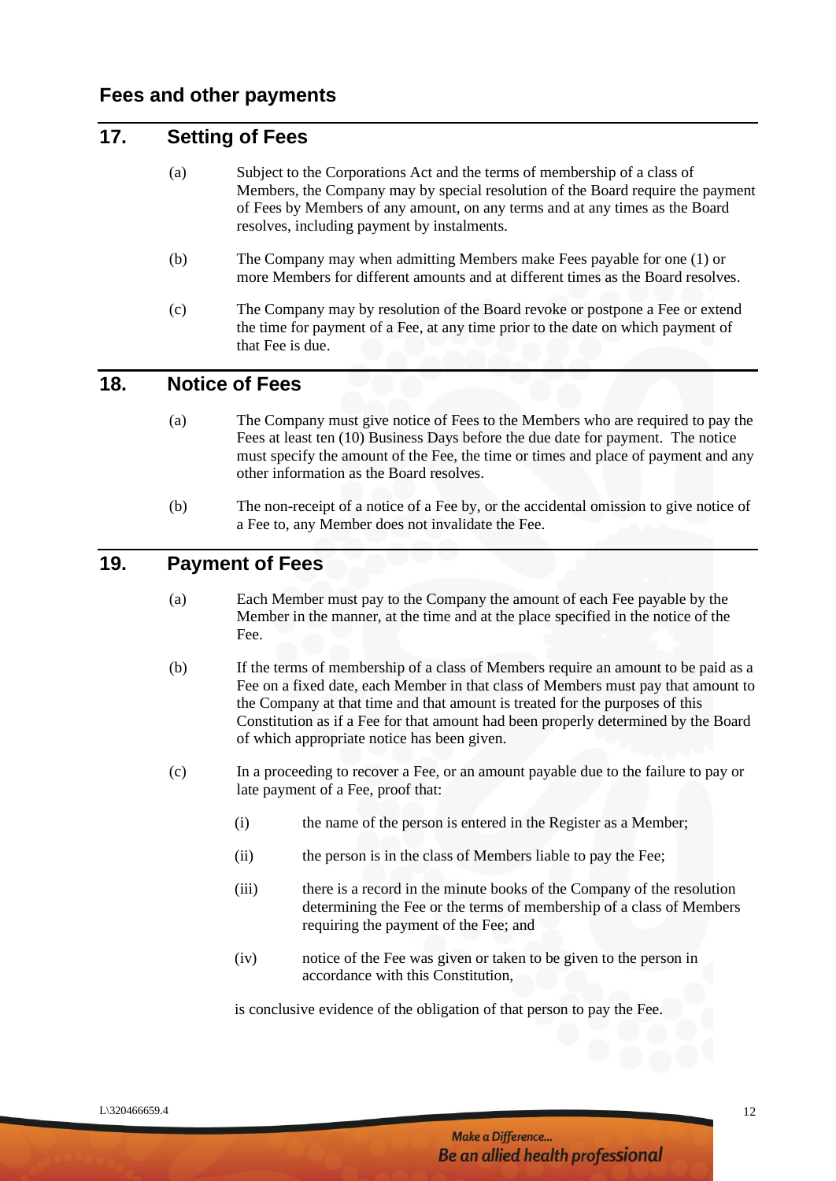## Fees and other payments

## 17. Setting of Fees

(a) Subject to the Corporations Act and the terms of membership of a class of Members, the Company may by special resolution of the Board require the payment of Fees by Members of any amount, on any terms and at any times as the Board resolves, including payment by instalments.

(b) The Company may when admitting Members make Fees payable for one (1) or more Members for different amounts and at different times as the Board resolves.

(c) The Company may by resolution of the Board revoke or postpone a Fee or extend the time for payment of a Fee, at any time prior to the date on which payment of that Fee is due.

## 18. Notice of Fees

(a) The Company must give notice of Fees to the Members who are required to pay the Fees at least ten (10) Business Days before the due date for payment. The notice must specify the amount of the Fee, the time or times and place of payment and any other information as the Board resolves.

(b) The non-receipt of a notice of a Fee by, or the accidental omission to give notice of a Fee to, any Member does not invalidate the Fee.

## 19. Payment of Fees

(a) Each Member must pay to the Company the amount of each Fee payable by the Member in the manner, at the time and at the place specified in the notice of the Fee.

(b) If the terms of membership of a class of Members require an amount to be paid as a Fee on a fixed date, each Member in that class of Members must pay that amount to the Company at that time and that amount is treated for the purposes of this Constitution as if a Fee for that amount had been properly determined by the Board of which appropriate notice has been given.

(c) In a proceeding to recover a Fee, or an amount payable due to the failure to pay or late payment of a Fee, proof that:

(i) the name of the person is entered in the Register as a Member;

(ii) the person is in the class of Members liable to pay the Fee;

(iii) there is a record in the minute books of the Company of the resolution determining the Fee or the terms of membership of a class of Members requiring the payment of the Fee; and

(iv) notice of the Fee was given or taken to be given to the person in accordance with this Constitution,

is conclusive evidence of the obligation of that person to pay the Fee.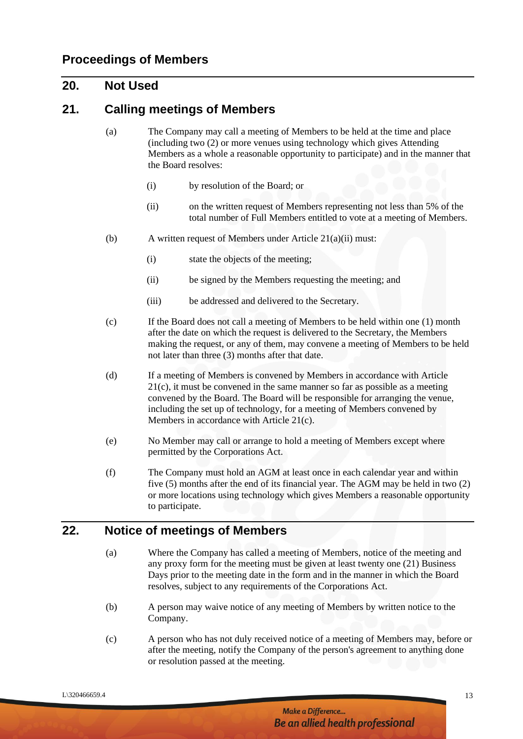## Proceedings of Members

## 20. Not Used

## 21. Calling meetings of Members

(a) The Company may call a meeting of Members to be held at the time and place (including two (2) or more venues using technology which gives Attending Members as a whole a reasonable opportunity to participate) and in the manner that the Board resolves:

  (i) by resolution of the Board; or

  (ii) on the written request of Members representing not less than 5% of the total number of Full Members entitled to vote at a meeting of Members.

(b) A written request of Members under Article 21(a)(ii) must:

  (i) state the objects of the meeting;

  (ii) be signed by the Members requesting the meeting; and

  (iii) be addressed and delivered to the Secretary.

(c) If the Board does not call a meeting of Members to be held within one (1) month after the date on which the request is delivered to the Secretary, the Members making the request, or any of them, may convene a meeting of Members to be held not later than three (3) months after that date.

(d) If a meeting of Members is convened by Members in accordance with Article 21(c), it must be convened in the same manner so far as possible as a meeting convened by the Board. The Board will be responsible for arranging the venue, including the set up of technology, for a meeting of Members convened by Members in accordance with Article 21(c).

(e) No Member may call or arrange to hold a meeting of Members except where permitted by the Corporations Act.

(f) The Company must hold an AGM at least once in each calendar year and within five (5) months after the end of its financial year. The AGM may be held in two (2) or more locations using technology which gives Members a reasonable opportunity to participate.

## 22. Notice of meetings of Members

(a) Where the Company has called a meeting of Members, notice of the meeting and any proxy form for the meeting must be given at least twenty one (21) Business Days prior to the meeting date in the form and in the manner in which the Board resolves, subject to any requirements of the Corporations Act.

(b) A person may waive notice of any meeting of Members by written notice to the Company.

(c) A person who has not duly received notice of a meeting of Members may, before or after the meeting, notify the Company of the person's agreement to anything done or resolution passed at the meeting.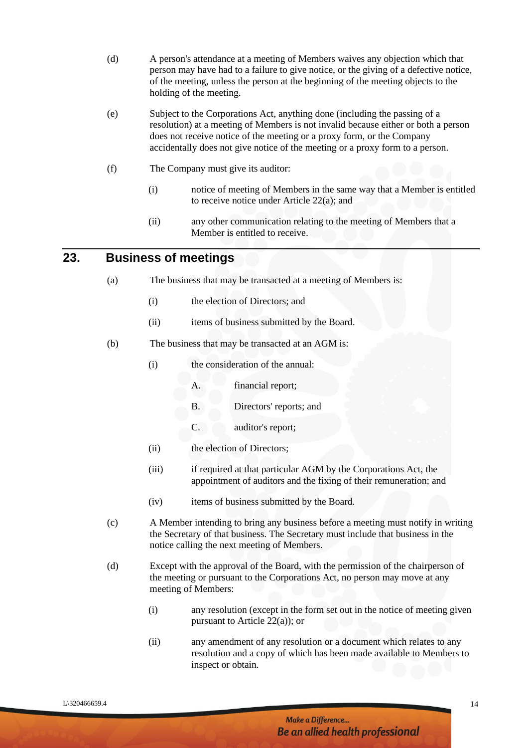(d) A person's attendance at a meeting of Members waives any objection which that person may have had to a failure to give notice, or the giving of a defective notice, of the meeting, unless the person at the beginning of the meeting objects to the holding of the meeting.

(e) Subject to the Corporations Act, anything done (including the passing of a resolution) at a meeting of Members is not invalid because either or both a person does not receive notice of the meeting or a proxy form, or the Company accidentally does not give notice of the meeting or a proxy form to a person.

(f) The Company must give its auditor:

   (i) notice of meeting of Members in the same way that a Member is entitled to receive notice under Article 22(a); and

   (ii) any other communication relating to the meeting of Members that a Member is entitled to receive.

## 23. Business of meetings

(a) The business that may be transacted at a meeting of Members is:

   (i) the election of Directors; and

   (ii) items of business submitted by the Board.

(b) The business that may be transacted at an AGM is:

   (i) the consideration of the annual:

      A. financial report;

      B. Directors' reports; and

      C. auditor's report;

   (ii) the election of Directors;

   (iii) if required at that particular AGM by the Corporations Act, the appointment of auditors and the fixing of their remuneration; and

   (iv) items of business submitted by the Board.

(c) A Member intending to bring any business before a meeting must notify in writing the Secretary of that business. The Secretary must include that business in the notice calling the next meeting of Members.

(d) Except with the approval of the Board, with the permission of the chairperson of the meeting or pursuant to the Corporations Act, no person may move at any meeting of Members:

   (i) any resolution (except in the form set out in the notice of meeting given pursuant to Article 22(a)); or

   (ii) any amendment of any resolution or a document which relates to any resolution and a copy of which has been made available to Members to inspect or obtain.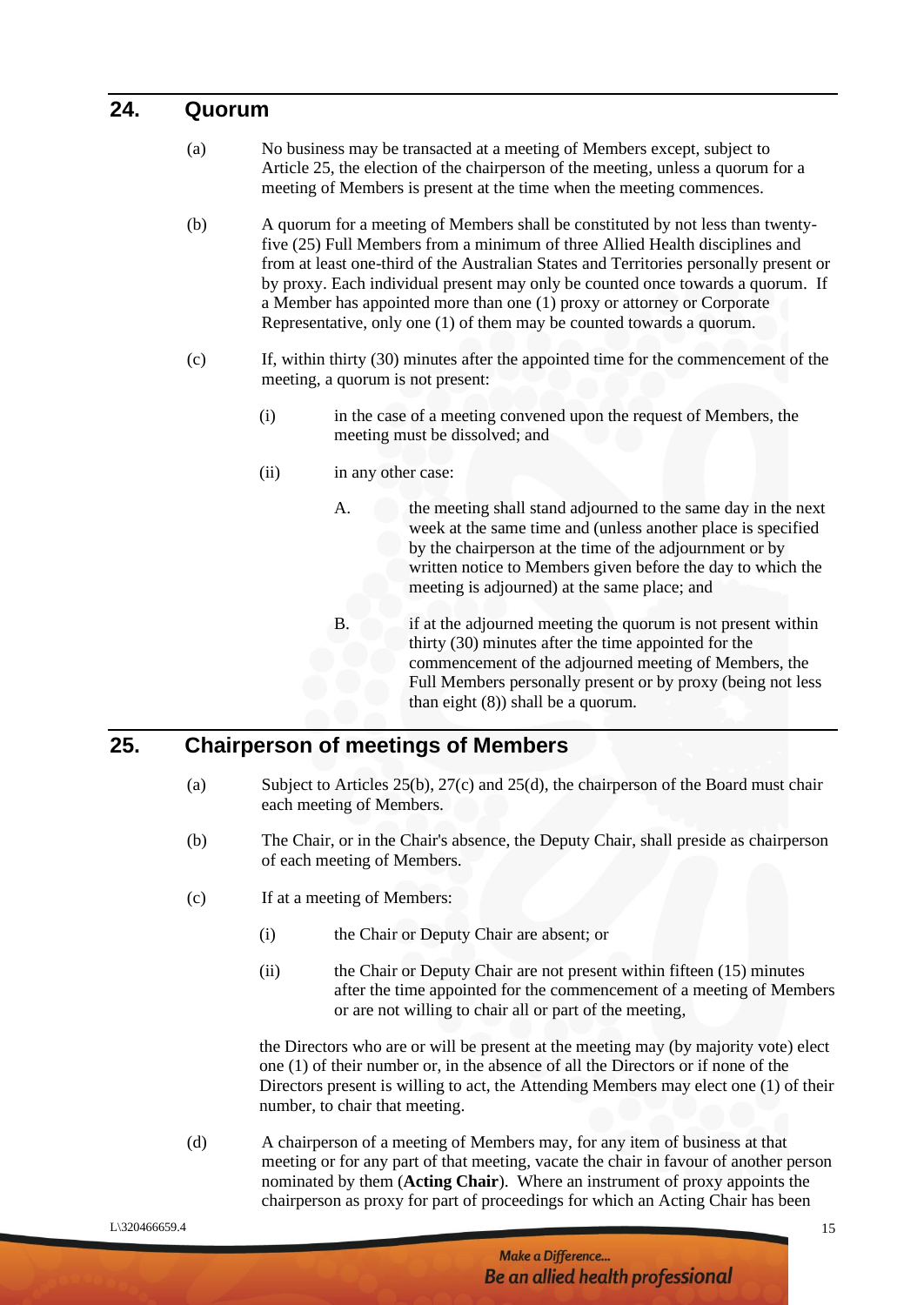## 24. Quorum

(a) No business may be transacted at a meeting of Members except, subject to Article 25, the election of the chairperson of the meeting, unless a quorum for a meeting of Members is present at the time when the meeting commences.

(b) A quorum for a meeting of Members shall be constituted by not less than twenty-five (25) Full Members from a minimum of three Allied Health disciplines and from at least one-third of the Australian States and Territories personally present or by proxy. Each individual present may only be counted once towards a quorum. If a Member has appointed more than one (1) proxy or attorney or Corporate Representative, only one (1) of them may be counted towards a quorum.

(c) If, within thirty (30) minutes after the appointed time for the commencement of the meeting, a quorum is not present:

(i) in the case of a meeting convened upon the request of Members, the meeting must be dissolved; and

(ii) in any other case:

A. the meeting shall stand adjourned to the same day in the next week at the same time and (unless another place is specified by the chairperson at the time of the adjournment or by written notice to Members given before the day to which the meeting is adjourned) at the same place; and

B. if at the adjourned meeting the quorum is not present within thirty (30) minutes after the time appointed for the commencement of the adjourned meeting of Members, the Full Members personally present or by proxy (being not less than eight (8)) shall be a quorum.

## 25. Chairperson of meetings of Members

(a) Subject to Articles 25(b), 27(c) and 25(d), the chairperson of the Board must chair each meeting of Members.

(b) The Chair, or in the Chair's absence, the Deputy Chair, shall preside as chairperson of each meeting of Members.

(c) If at a meeting of Members:

(i) the Chair or Deputy Chair are absent; or

(ii) the Chair or Deputy Chair are not present within fifteen (15) minutes after the time appointed for the commencement of a meeting of Members or are not willing to chair all or part of the meeting,

the Directors who are or will be present at the meeting may (by majority vote) elect one (1) of their number or, in the absence of all the Directors or if none of the Directors present is willing to act, the Attending Members may elect one (1) of their number, to chair that meeting.

(d) A chairperson of a meeting of Members may, for any item of business at that meeting or for any part of that meeting, vacate the chair in favour of another person nominated by them (**Acting Chair**). Where an instrument of proxy appoints the chairperson as proxy for part of proceedings for which an Acting Chair has been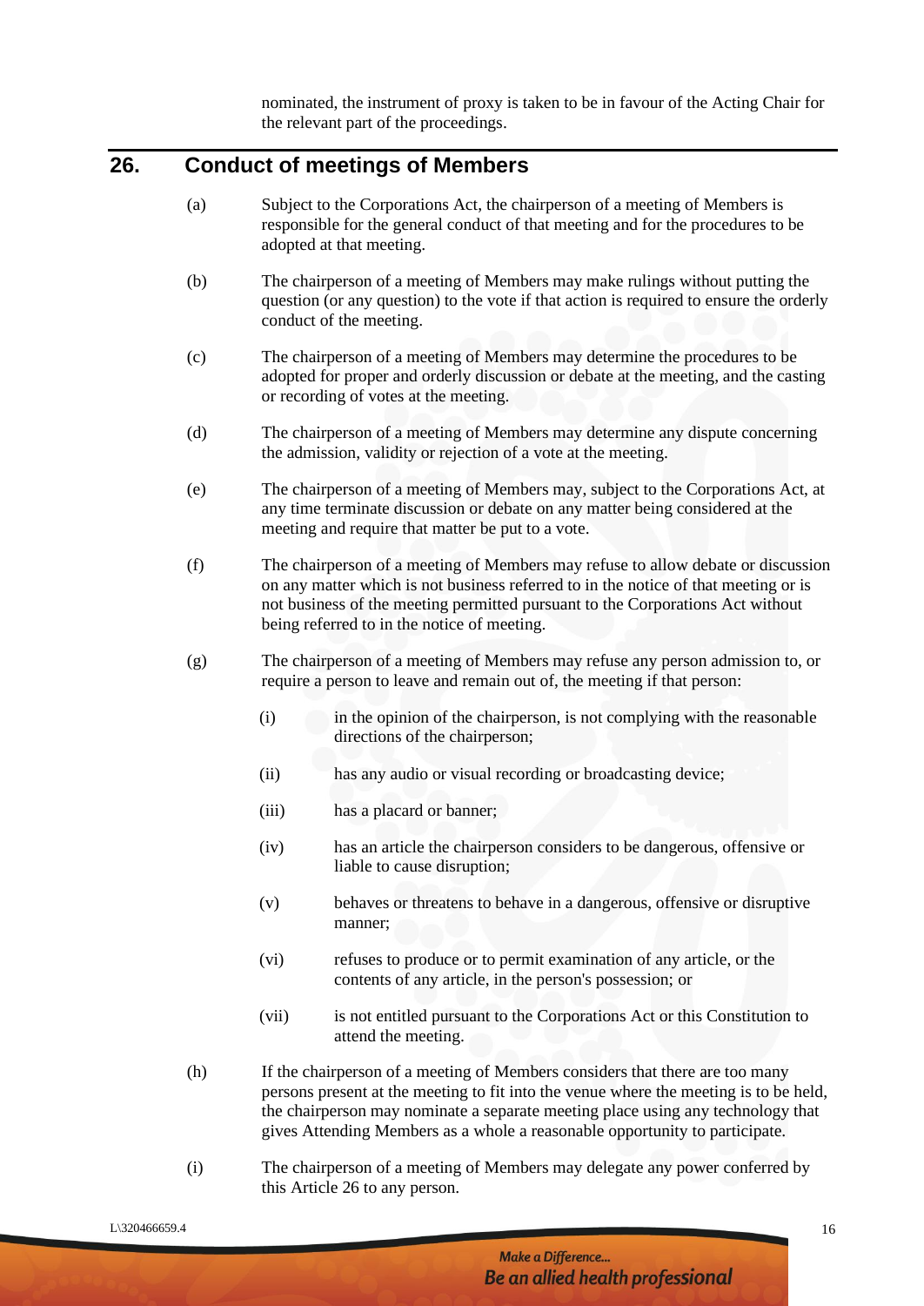nominated, the instrument of proxy is taken to be in favour of the Acting Chair for the relevant part of the proceedings.

## 26. Conduct of meetings of Members

(a) Subject to the Corporations Act, the chairperson of a meeting of Members is responsible for the general conduct of that meeting and for the procedures to be adopted at that meeting.

(b) The chairperson of a meeting of Members may make rulings without putting the question (or any question) to the vote if that action is required to ensure the orderly conduct of the meeting.

(c) The chairperson of a meeting of Members may determine the procedures to be adopted for proper and orderly discussion or debate at the meeting, and the casting or recording of votes at the meeting.

(d) The chairperson of a meeting of Members may determine any dispute concerning the admission, validity or rejection of a vote at the meeting.

(e) The chairperson of a meeting of Members may, subject to the Corporations Act, at any time terminate discussion or debate on any matter being considered at the meeting and require that matter be put to a vote.

(f) The chairperson of a meeting of Members may refuse to allow debate or discussion on any matter which is not business referred to in the notice of that meeting or is not business of the meeting permitted pursuant to the Corporations Act without being referred to in the notice of meeting.

(g) The chairperson of a meeting of Members may refuse any person admission to, or require a person to leave and remain out of, the meeting if that person:

   (i) in the opinion of the chairperson, is not complying with the reasonable directions of the chairperson;

   (ii) has any audio or visual recording or broadcasting device;

   (iii) has a placard or banner;

   (iv) has an article the chairperson considers to be dangerous, offensive or liable to cause disruption;

   (v) behaves or threatens to behave in a dangerous, offensive or disruptive manner;

   (vi) refuses to produce or to permit examination of any article, or the contents of any article, in the person's possession; or

   (vii) is not entitled pursuant to the Corporations Act or this Constitution to attend the meeting.

(h) If the chairperson of a meeting of Members considers that there are too many persons present at the meeting to fit into the venue where the meeting is to be held, the chairperson may nominate a separate meeting place using any technology that gives Attending Members as a whole a reasonable opportunity to participate.

(i) The chairperson of a meeting of Members may delegate any power conferred by this Article 26 to any person.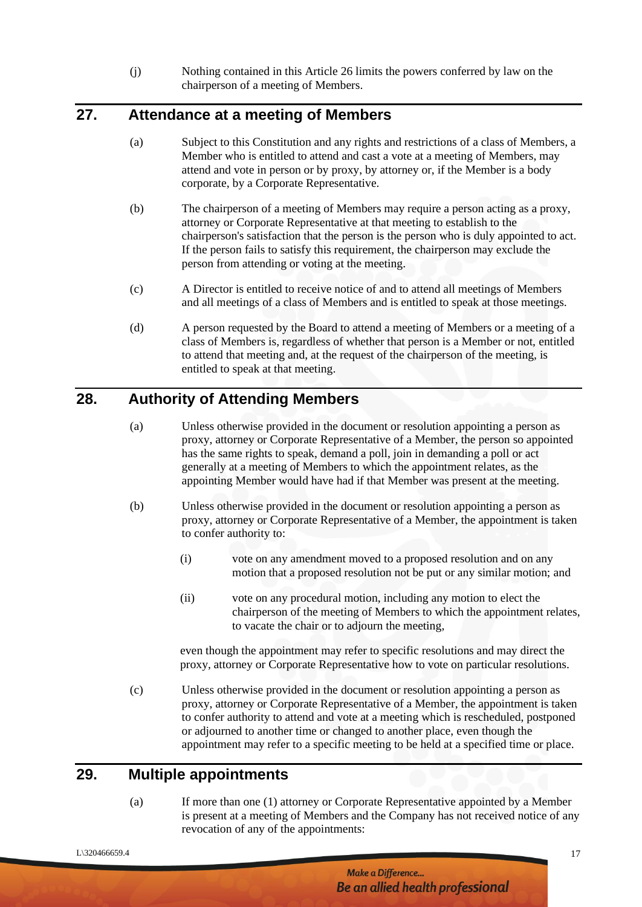(j) Nothing contained in this Article 26 limits the powers conferred by law on the chairperson of a meeting of Members.

## 27. Attendance at a meeting of Members

(a) Subject to this Constitution and any rights and restrictions of a class of Members, a Member who is entitled to attend and cast a vote at a meeting of Members, may attend and vote in person or by proxy, by attorney or, if the Member is a body corporate, by a Corporate Representative.

(b) The chairperson of a meeting of Members may require a person acting as a proxy, attorney or Corporate Representative at that meeting to establish to the chairperson's satisfaction that the person is the person who is duly appointed to act. If the person fails to satisfy this requirement, the chairperson may exclude the person from attending or voting at the meeting.

(c) A Director is entitled to receive notice of and to attend all meetings of Members and all meetings of a class of Members and is entitled to speak at those meetings.

(d) A person requested by the Board to attend a meeting of Members or a meeting of a class of Members is, regardless of whether that person is a Member or not, entitled to attend that meeting and, at the request of the chairperson of the meeting, is entitled to speak at that meeting.

## 28. Authority of Attending Members

(a) Unless otherwise provided in the document or resolution appointing a person as proxy, attorney or Corporate Representative of a Member, the person so appointed has the same rights to speak, demand a poll, join in demanding a poll or act generally at a meeting of Members to which the appointment relates, as the appointing Member would have had if that Member was present at the meeting.

(b) Unless otherwise provided in the document or resolution appointing a person as proxy, attorney or Corporate Representative of a Member, the appointment is taken to confer authority to:

(i) vote on any amendment moved to a proposed resolution and on any motion that a proposed resolution not be put or any similar motion; and

(ii) vote on any procedural motion, including any motion to elect the chairperson of the meeting of Members to which the appointment relates, to vacate the chair or to adjourn the meeting,

even though the appointment may refer to specific resolutions and may direct the proxy, attorney or Corporate Representative how to vote on particular resolutions.

(c) Unless otherwise provided in the document or resolution appointing a person as proxy, attorney or Corporate Representative of a Member, the appointment is taken to confer authority to attend and vote at a meeting which is rescheduled, postponed or adjourned to another time or changed to another place, even though the appointment may refer to a specific meeting to be held at a specified time or place.

## 29. Multiple appointments

(a) If more than one (1) attorney or Corporate Representative appointed by a Member is present at a meeting of Members and the Company has not received notice of any revocation of any of the appointments: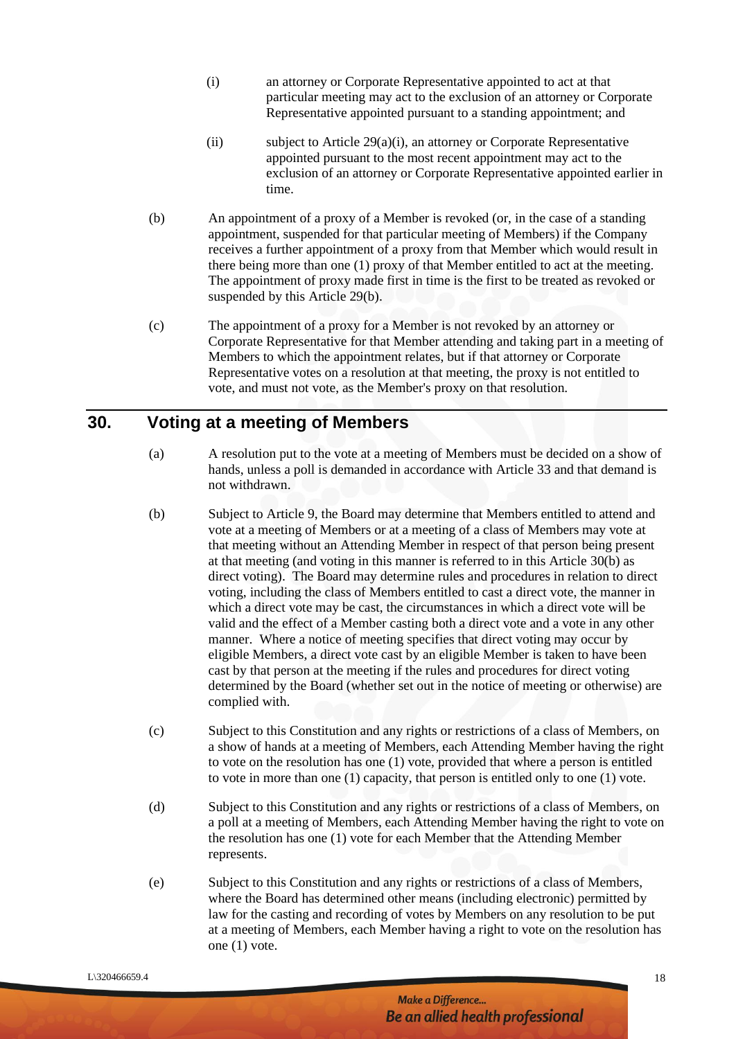(i) an attorney or Corporate Representative appointed to act at that particular meeting may act to the exclusion of an attorney or Corporate Representative appointed pursuant to a standing appointment; and

(ii) subject to Article 29(a)(i), an attorney or Corporate Representative appointed pursuant to the most recent appointment may act to the exclusion of an attorney or Corporate Representative appointed earlier in time.

(b) An appointment of a proxy of a Member is revoked (or, in the case of a standing appointment, suspended for that particular meeting of Members) if the Company receives a further appointment of a proxy from that Member which would result in there being more than one (1) proxy of that Member entitled to act at the meeting. The appointment of proxy made first in time is the first to be treated as revoked or suspended by this Article 29(b).

(c) The appointment of a proxy for a Member is not revoked by an attorney or Corporate Representative for that Member attending and taking part in a meeting of Members to which the appointment relates, but if that attorney or Corporate Representative votes on a resolution at that meeting, the proxy is not entitled to vote, and must not vote, as the Member's proxy on that resolution.

## 30. Voting at a meeting of Members

(a) A resolution put to the vote at a meeting of Members must be decided on a show of hands, unless a poll is demanded in accordance with Article 33 and that demand is not withdrawn.

(b) Subject to Article 9, the Board may determine that Members entitled to attend and vote at a meeting of Members or at a meeting of a class of Members may vote at that meeting without an Attending Member in respect of that person being present at that meeting (and voting in this manner is referred to in this Article 30(b) as direct voting). The Board may determine rules and procedures in relation to direct voting, including the class of Members entitled to cast a direct vote, the manner in which a direct vote may be cast, the circumstances in which a direct vote will be valid and the effect of a Member casting both a direct vote and a vote in any other manner. Where a notice of meeting specifies that direct voting may occur by eligible Members, a direct vote cast by an eligible Member is taken to have been cast by that person at the meeting if the rules and procedures for direct voting determined by the Board (whether set out in the notice of meeting or otherwise) are complied with.

(c) Subject to this Constitution and any rights or restrictions of a class of Members, on a show of hands at a meeting of Members, each Attending Member having the right to vote on the resolution has one (1) vote, provided that where a person is entitled to vote in more than one (1) capacity, that person is entitled only to one (1) vote.

(d) Subject to this Constitution and any rights or restrictions of a class of Members, on a poll at a meeting of Members, each Attending Member having the right to vote on the resolution has one (1) vote for each Member that the Attending Member represents.

(e) Subject to this Constitution and any rights or restrictions of a class of Members, where the Board has determined other means (including electronic) permitted by law for the casting and recording of votes by Members on any resolution to be put at a meeting of Members, each Member having a right to vote on the resolution has one (1) vote.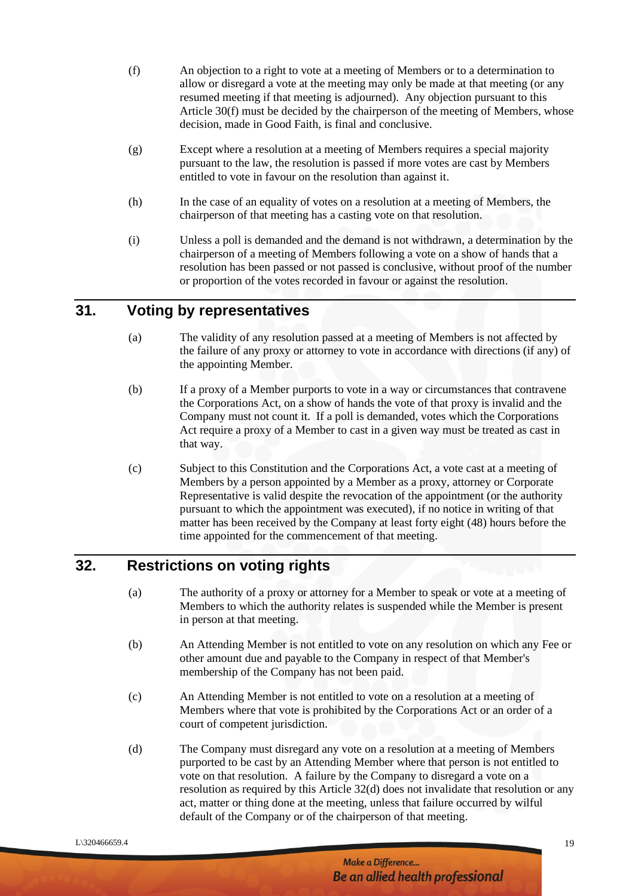(f) An objection to a right to vote at a meeting of Members or to a determination to allow or disregard a vote at the meeting may only be made at that meeting (or any resumed meeting if that meeting is adjourned). Any objection pursuant to this Article 30(f) must be decided by the chairperson of the meeting of Members, whose decision, made in Good Faith, is final and conclusive.

(g) Except where a resolution at a meeting of Members requires a special majority pursuant to the law, the resolution is passed if more votes are cast by Members entitled to vote in favour on the resolution than against it.

(h) In the case of an equality of votes on a resolution at a meeting of Members, the chairperson of that meeting has a casting vote on that resolution.

(i) Unless a poll is demanded and the demand is not withdrawn, a determination by the chairperson of a meeting of Members following a vote on a show of hands that a resolution has been passed or not passed is conclusive, without proof of the number or proportion of the votes recorded in favour or against the resolution.

## 31. Voting by representatives

(a) The validity of any resolution passed at a meeting of Members is not affected by the failure of any proxy or attorney to vote in accordance with directions (if any) of the appointing Member.

(b) If a proxy of a Member purports to vote in a way or circumstances that contravene the Corporations Act, on a show of hands the vote of that proxy is invalid and the Company must not count it. If a poll is demanded, votes which the Corporations Act require a proxy of a Member to cast in a given way must be treated as cast in that way.

(c) Subject to this Constitution and the Corporations Act, a vote cast at a meeting of Members by a person appointed by a Member as a proxy, attorney or Corporate Representative is valid despite the revocation of the appointment (or the authority pursuant to which the appointment was executed), if no notice in writing of that matter has been received by the Company at least forty eight (48) hours before the time appointed for the commencement of that meeting.

## 32. Restrictions on voting rights

(a) The authority of a proxy or attorney for a Member to speak or vote at a meeting of Members to which the authority relates is suspended while the Member is present in person at that meeting.

(b) An Attending Member is not entitled to vote on any resolution on which any Fee or other amount due and payable to the Company in respect of that Member's membership of the Company has not been paid.

(c) An Attending Member is not entitled to vote on a resolution at a meeting of Members where that vote is prohibited by the Corporations Act or an order of a court of competent jurisdiction.

(d) The Company must disregard any vote on a resolution at a meeting of Members purported to be cast by an Attending Member where that person is not entitled to vote on that resolution. A failure by the Company to disregard a vote on a resolution as required by this Article 32(d) does not invalidate that resolution or any act, matter or thing done at the meeting, unless that failure occurred by wilful default of the Company or of the chairperson of that meeting.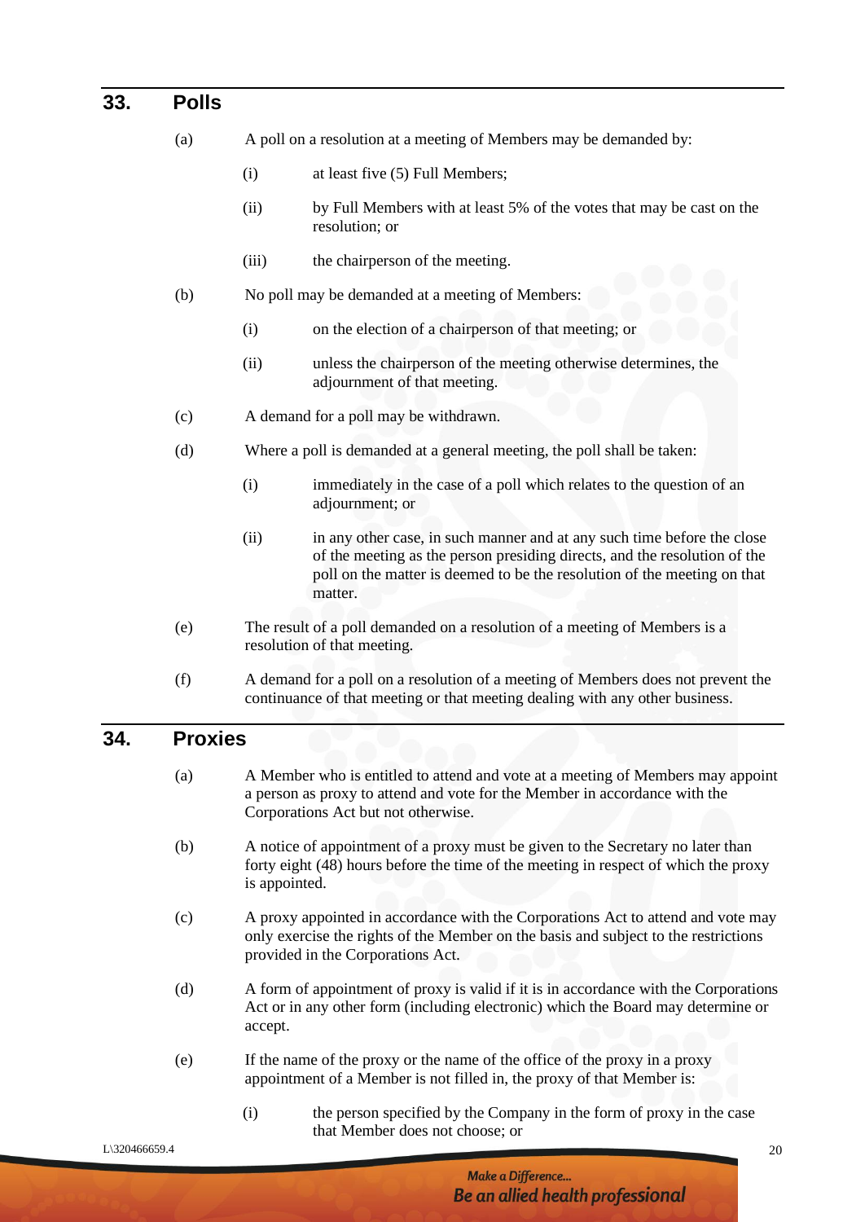## 33. Polls

(a) A poll on a resolution at a meeting of Members may be demanded by:

(i) at least five (5) Full Members;

(ii) by Full Members with at least 5% of the votes that may be cast on the resolution; or

(iii) the chairperson of the meeting.

(b) No poll may be demanded at a meeting of Members:

(i) on the election of a chairperson of that meeting; or

(ii) unless the chairperson of the meeting otherwise determines, the adjournment of that meeting.

(c) A demand for a poll may be withdrawn.

(d) Where a poll is demanded at a general meeting, the poll shall be taken:

(i) immediately in the case of a poll which relates to the question of an adjournment; or

(ii) in any other case, in such manner and at any such time before the close of the meeting as the person presiding directs, and the resolution of the poll on the matter is deemed to be the resolution of the meeting on that matter.

(e) The result of a poll demanded on a resolution of a meeting of Members is a resolution of that meeting.

(f) A demand for a poll on a resolution of a meeting of Members does not prevent the continuance of that meeting or that meeting dealing with any other business.

## 34. Proxies

(a) A Member who is entitled to attend and vote at a meeting of Members may appoint a person as proxy to attend and vote for the Member in accordance with the Corporations Act but not otherwise.

(b) A notice of appointment of a proxy must be given to the Secretary no later than forty eight (48) hours before the time of the meeting in respect of which the proxy is appointed.

(c) A proxy appointed in accordance with the Corporations Act to attend and vote may only exercise the rights of the Member on the basis and subject to the restrictions provided in the Corporations Act.

(d) A form of appointment of proxy is valid if it is in accordance with the Corporations Act or in any other form (including electronic) which the Board may determine or accept.

(e) If the name of the proxy or the name of the office of the proxy in a proxy appointment of a Member is not filled in, the proxy of that Member is:

(i) the person specified by the Company in the form of proxy in the case that Member does not choose; or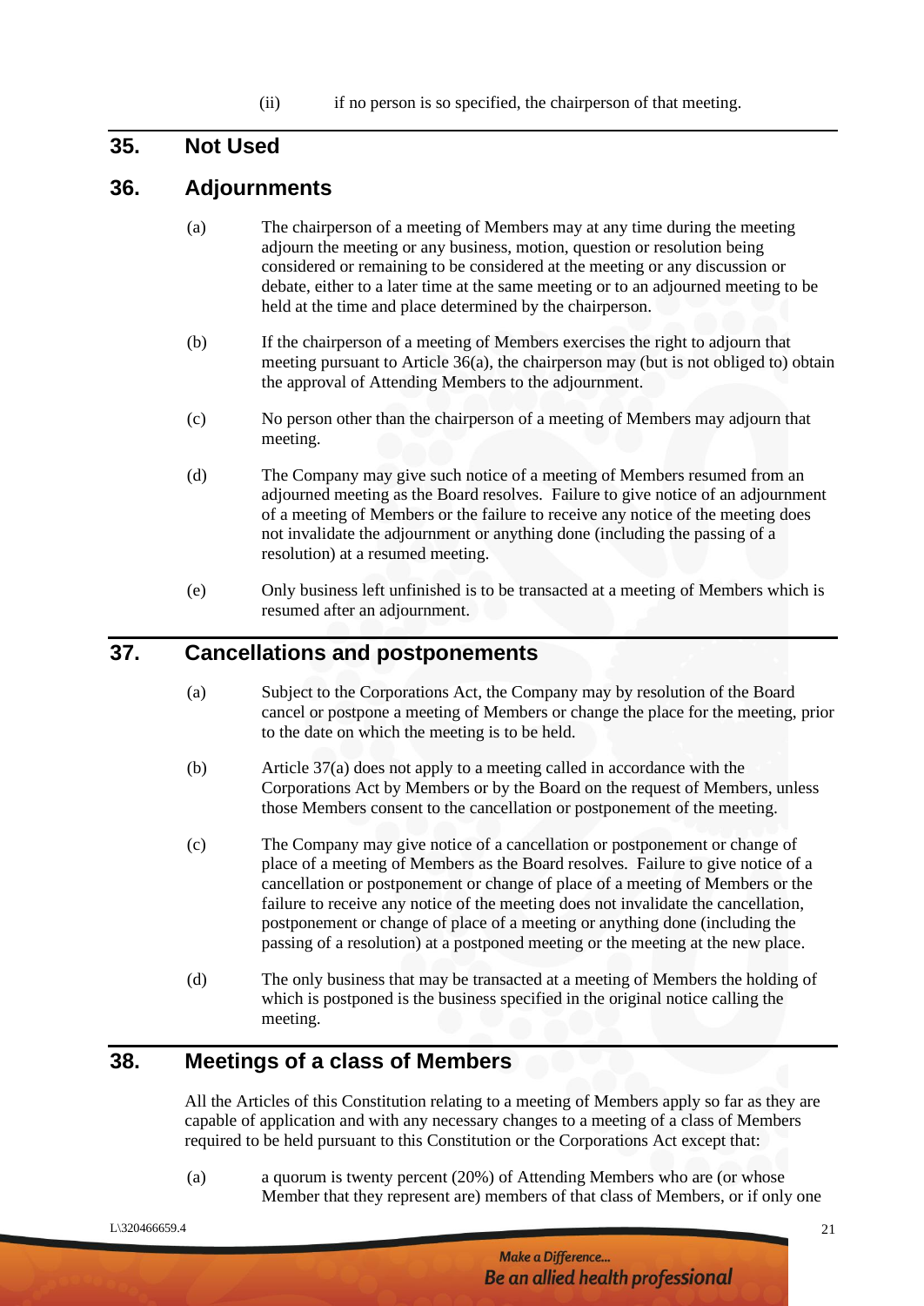(ii) if no person is so specified, the chairperson of that meeting.

## 35. Not Used

## 36. Adjournments

(a) The chairperson of a meeting of Members may at any time during the meeting adjourn the meeting or any business, motion, question or resolution being considered or remaining to be considered at the meeting or any discussion or debate, either to a later time at the same meeting or to an adjourned meeting to be held at the time and place determined by the chairperson.

(b) If the chairperson of a meeting of Members exercises the right to adjourn that meeting pursuant to Article 36(a), the chairperson may (but is not obliged to) obtain the approval of Attending Members to the adjournment.

(c) No person other than the chairperson of a meeting of Members may adjourn that meeting.

(d) The Company may give such notice of a meeting of Members resumed from an adjourned meeting as the Board resolves. Failure to give notice of an adjournment of a meeting of Members or the failure to receive any notice of the meeting does not invalidate the adjournment or anything done (including the passing of a resolution) at a resumed meeting.

(e) Only business left unfinished is to be transacted at a meeting of Members which is resumed after an adjournment.

## 37. Cancellations and postponements

(a) Subject to the Corporations Act, the Company may by resolution of the Board cancel or postpone a meeting of Members or change the place for the meeting, prior to the date on which the meeting is to be held.

(b) Article 37(a) does not apply to a meeting called in accordance with the Corporations Act by Members or by the Board on the request of Members, unless those Members consent to the cancellation or postponement of the meeting.

(c) The Company may give notice of a cancellation or postponement or change of place of a meeting of Members as the Board resolves. Failure to give notice of a cancellation or postponement or change of place of a meeting of Members or the failure to receive any notice of the meeting does not invalidate the cancellation, postponement or change of place of a meeting or anything done (including the passing of a resolution) at a postponed meeting or the meeting at the new place.

(d) The only business that may be transacted at a meeting of Members the holding of which is postponed is the business specified in the original notice calling the meeting.

## 38. Meetings of a class of Members

All the Articles of this Constitution relating to a meeting of Members apply so far as they are capable of application and with any necessary changes to a meeting of a class of Members required to be held pursuant to this Constitution or the Corporations Act except that:

(a) a quorum is twenty percent (20%) of Attending Members who are (or whose Member that they represent are) members of that class of Members, or if only one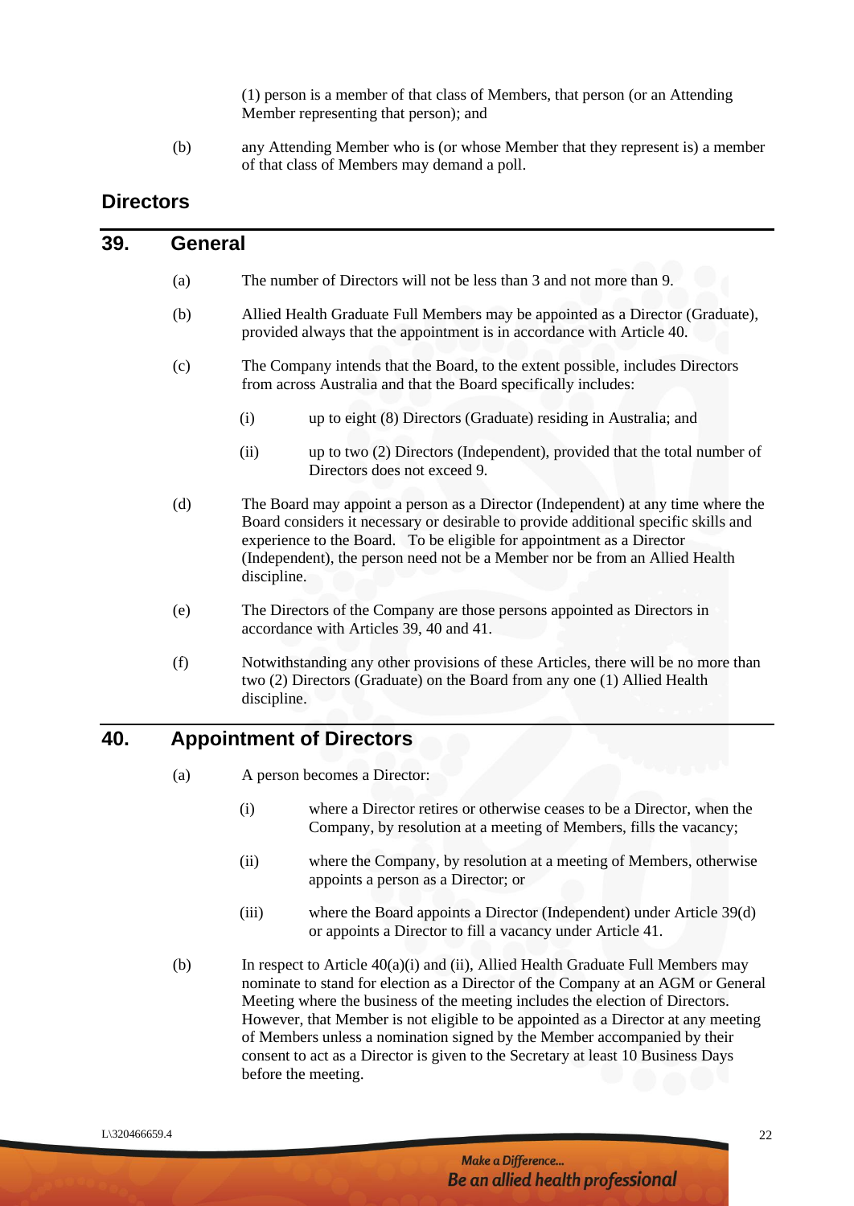(1) person is a member of that class of Members, that person (or an Attending Member representing that person); and

(b) any Attending Member who is (or whose Member that they represent is) a member of that class of Members may demand a poll.

## Directors

## 39. General

(a) The number of Directors will not be less than 3 and not more than 9.

(b) Allied Health Graduate Full Members may be appointed as a Director (Graduate), provided always that the appointment is in accordance with Article 40.

(c) The Company intends that the Board, to the extent possible, includes Directors from across Australia and that the Board specifically includes:

(i) up to eight (8) Directors (Graduate) residing in Australia; and

(ii) up to two (2) Directors (Independent), provided that the total number of Directors does not exceed 9.

(d) The Board may appoint a person as a Director (Independent) at any time where the Board considers it necessary or desirable to provide additional specific skills and experience to the Board. To be eligible for appointment as a Director (Independent), the person need not be a Member nor be from an Allied Health discipline.

(e) The Directors of the Company are those persons appointed as Directors in accordance with Articles 39, 40 and 41.

(f) Notwithstanding any other provisions of these Articles, there will be no more than two (2) Directors (Graduate) on the Board from any one (1) Allied Health discipline.

## 40. Appointment of Directors

(a) A person becomes a Director:

(i) where a Director retires or otherwise ceases to be a Director, when the Company, by resolution at a meeting of Members, fills the vacancy;

(ii) where the Company, by resolution at a meeting of Members, otherwise appoints a person as a Director; or

(iii) where the Board appoints a Director (Independent) under Article 39(d) or appoints a Director to fill a vacancy under Article 41.

(b) In respect to Article 40(a)(i) and (ii), Allied Health Graduate Full Members may nominate to stand for election as a Director of the Company at an AGM or General Meeting where the business of the meeting includes the election of Directors. However, that Member is not eligible to be appointed as a Director at any meeting of Members unless a nomination signed by the Member accompanied by their consent to act as a Director is given to the Secretary at least 10 Business Days before the meeting.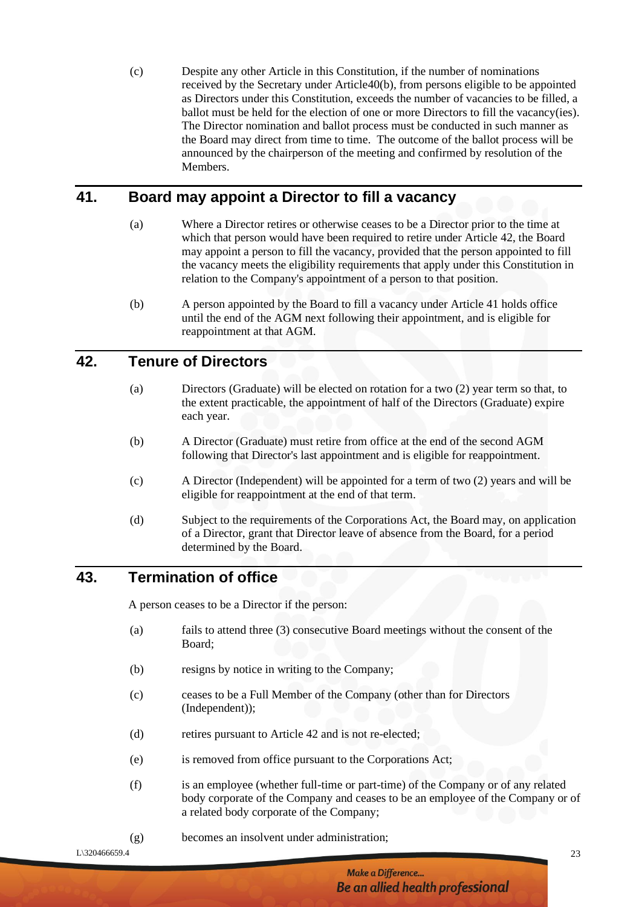(c) Despite any other Article in this Constitution, if the number of nominations received by the Secretary under Article40(b), from persons eligible to be appointed as Directors under this Constitution, exceeds the number of vacancies to be filled, a ballot must be held for the election of one or more Directors to fill the vacancy(ies). The Director nomination and ballot process must be conducted in such manner as the Board may direct from time to time. The outcome of the ballot process will be announced by the chairperson of the meeting and confirmed by resolution of the Members.

## 41. Board may appoint a Director to fill a vacancy

(a) Where a Director retires or otherwise ceases to be a Director prior to the time at which that person would have been required to retire under Article 42, the Board may appoint a person to fill the vacancy, provided that the person appointed to fill the vacancy meets the eligibility requirements that apply under this Constitution in relation to the Company's appointment of a person to that position.

(b) A person appointed by the Board to fill a vacancy under Article 41 holds office until the end of the AGM next following their appointment, and is eligible for reappointment at that AGM.

## 42. Tenure of Directors

(a) Directors (Graduate) will be elected on rotation for a two (2) year term so that, to the extent practicable, the appointment of half of the Directors (Graduate) expire each year.

(b) A Director (Graduate) must retire from office at the end of the second AGM following that Director's last appointment and is eligible for reappointment.

(c) A Director (Independent) will be appointed for a term of two (2) years and will be eligible for reappointment at the end of that term.

(d) Subject to the requirements of the Corporations Act, the Board may, on application of a Director, grant that Director leave of absence from the Board, for a period determined by the Board.

## 43. Termination of office

A person ceases to be a Director if the person:

(a) fails to attend three (3) consecutive Board meetings without the consent of the Board;

(b) resigns by notice in writing to the Company;

(c) ceases to be a Full Member of the Company (other than for Directors (Independent));

(d) retires pursuant to Article 42 and is not re-elected;

(e) is removed from office pursuant to the Corporations Act;

(f) is an employee (whether full-time or part-time) of the Company or of any related body corporate of the Company and ceases to be an employee of the Company or of a related body corporate of the Company;

(g) becomes an insolvent under administration;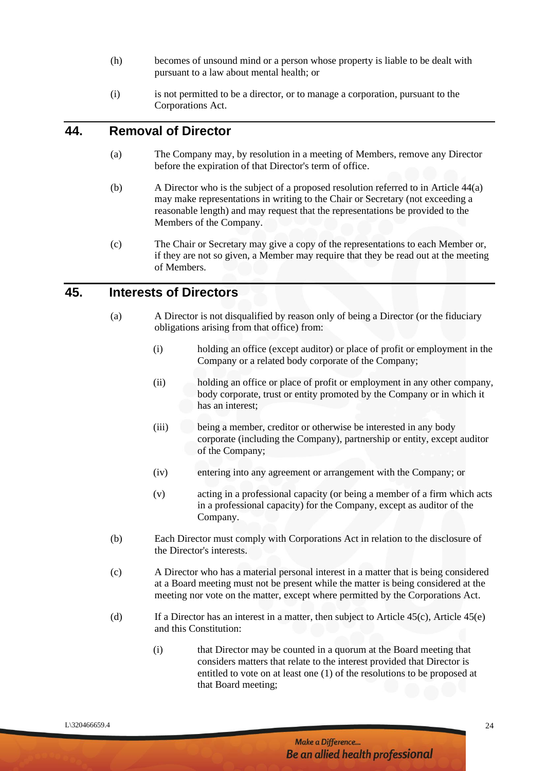(h) becomes of unsound mind or a person whose property is liable to be dealt with pursuant to a law about mental health; or

(i) is not permitted to be a director, or to manage a corporation, pursuant to the Corporations Act.

## 44. Removal of Director

(a) The Company may, by resolution in a meeting of Members, remove any Director before the expiration of that Director's term of office.

(b) A Director who is the subject of a proposed resolution referred to in Article 44(a) may make representations in writing to the Chair or Secretary (not exceeding a reasonable length) and may request that the representations be provided to the Members of the Company.

(c) The Chair or Secretary may give a copy of the representations to each Member or, if they are not so given, a Member may require that they be read out at the meeting of Members.

## 45. Interests of Directors

(a) A Director is not disqualified by reason only of being a Director (or the fiduciary obligations arising from that office) from:

   (i) holding an office (except auditor) or place of profit or employment in the Company or a related body corporate of the Company;

   (ii) holding an office or place of profit or employment in any other company, body corporate, trust or entity promoted by the Company or in which it has an interest;

   (iii) being a member, creditor or otherwise be interested in any body corporate (including the Company), partnership or entity, except auditor of the Company;

   (iv) entering into any agreement or arrangement with the Company; or

   (v) acting in a professional capacity (or being a member of a firm which acts in a professional capacity) for the Company, except as auditor of the Company.

(b) Each Director must comply with Corporations Act in relation to the disclosure of the Director's interests.

(c) A Director who has a material personal interest in a matter that is being considered at a Board meeting must not be present while the matter is being considered at the meeting nor vote on the matter, except where permitted by the Corporations Act.

(d) If a Director has an interest in a matter, then subject to Article 45(c), Article 45(e) and this Constitution:

   (i) that Director may be counted in a quorum at the Board meeting that considers matters that relate to the interest provided that Director is entitled to vote on at least one (1) of the resolutions to be proposed at that Board meeting;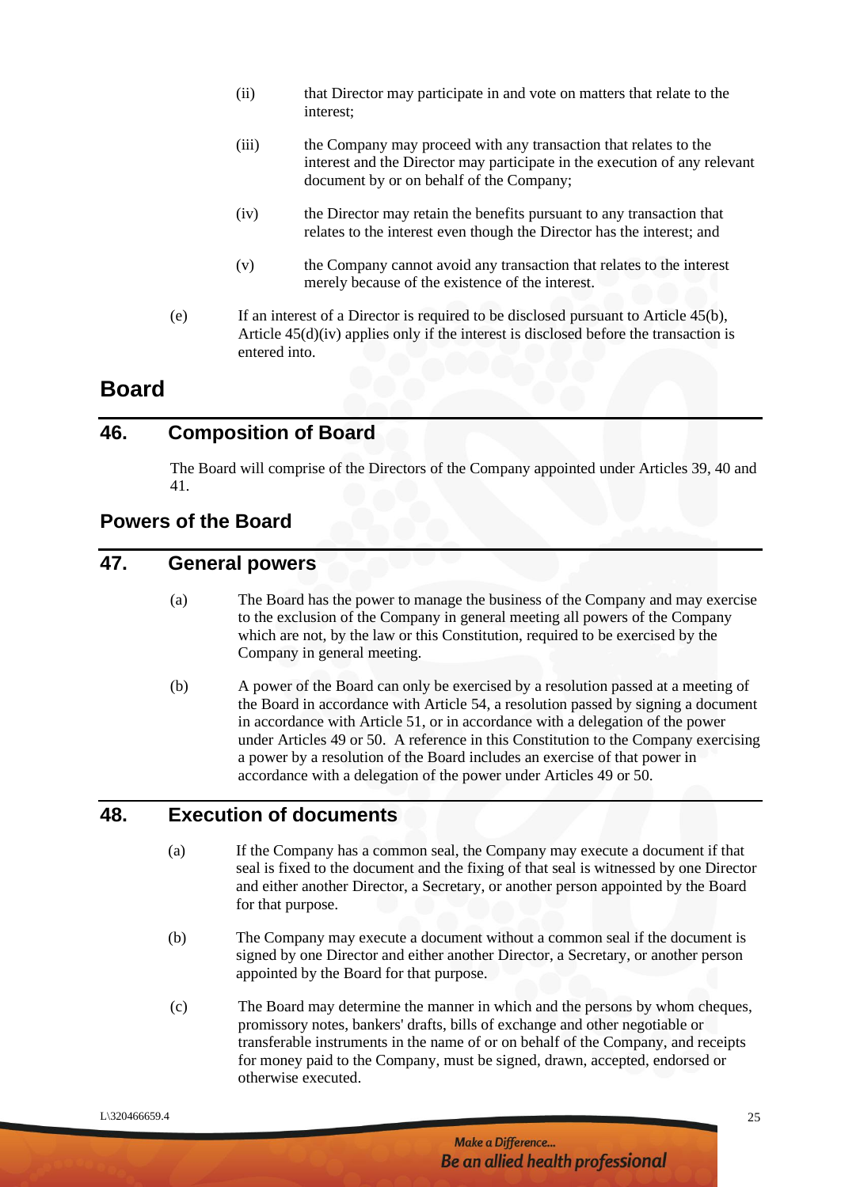(ii) that Director may participate in and vote on matters that relate to the interest;

(iii) the Company may proceed with any transaction that relates to the interest and the Director may participate in the execution of any relevant document by or on behalf of the Company;

(iv) the Director may retain the benefits pursuant to any transaction that relates to the interest even though the Director has the interest; and

(v) the Company cannot avoid any transaction that relates to the interest merely because of the existence of the interest.

(e) If an interest of a Director is required to be disclosed pursuant to Article 45(b), Article 45(d)(iv) applies only if the interest is disclosed before the transaction is entered into.

# Board

## 46. Composition of Board

The Board will comprise of the Directors of the Company appointed under Articles 39, 40 and 41.

# Powers of the Board

## 47. General powers

(a) The Board has the power to manage the business of the Company and may exercise to the exclusion of the Company in general meeting all powers of the Company which are not, by the law or this Constitution, required to be exercised by the Company in general meeting.

(b) A power of the Board can only be exercised by a resolution passed at a meeting of the Board in accordance with Article 54, a resolution passed by signing a document in accordance with Article 51, or in accordance with a delegation of the power under Articles 49 or 50. A reference in this Constitution to the Company exercising a power by a resolution of the Board includes an exercise of that power in accordance with a delegation of the power under Articles 49 or 50.

## 48. Execution of documents

(a) If the Company has a common seal, the Company may execute a document if that seal is fixed to the document and the fixing of that seal is witnessed by one Director and either another Director, a Secretary, or another person appointed by the Board for that purpose.

(b) The Company may execute a document without a common seal if the document is signed by one Director and either another Director, a Secretary, or another person appointed by the Board for that purpose.

(c) The Board may determine the manner in which and the persons by whom cheques, promissory notes, bankers' drafts, bills of exchange and other negotiable or transferable instruments in the name of or on behalf of the Company, and receipts for money paid to the Company, must be signed, drawn, accepted, endorsed or otherwise executed.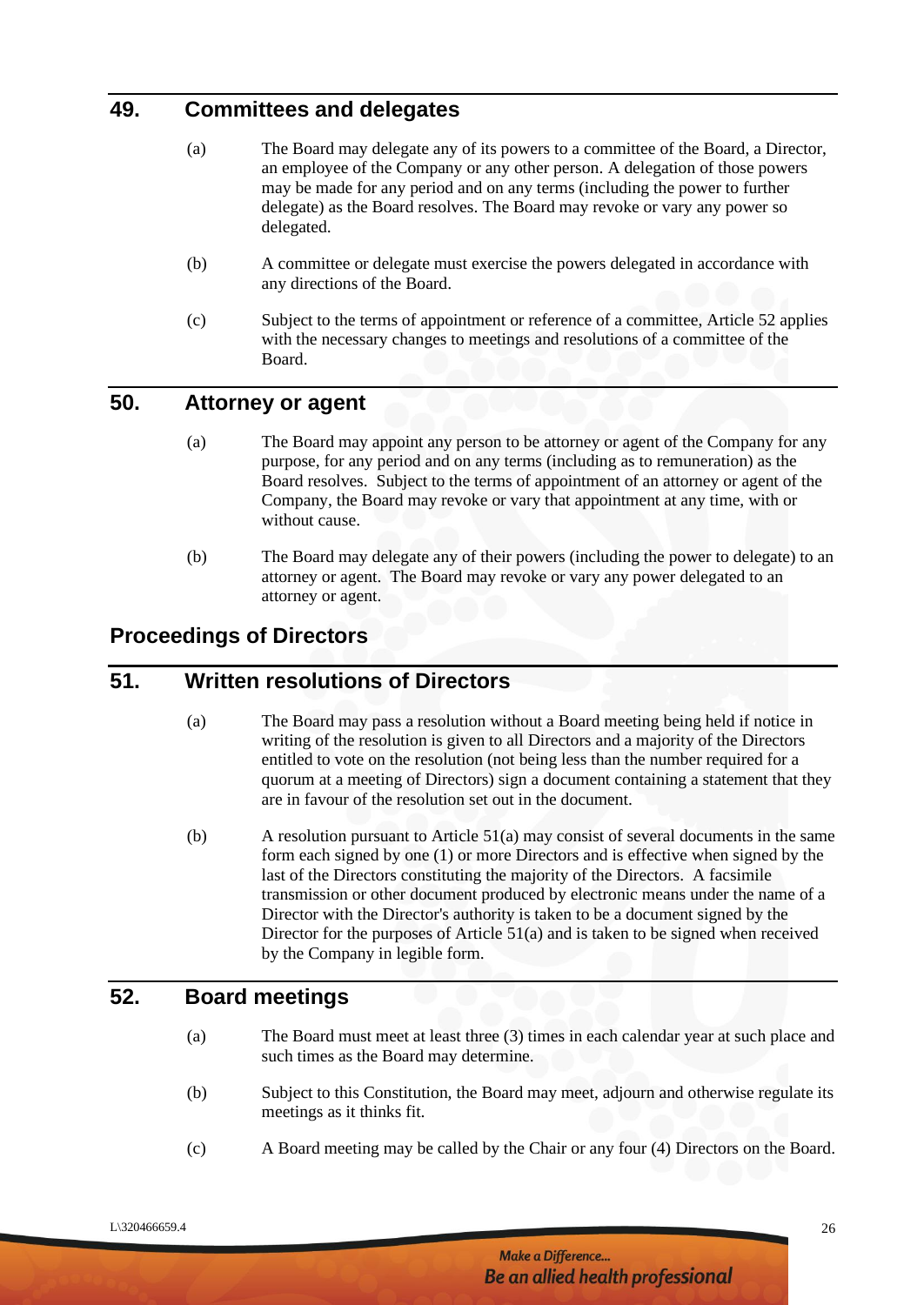## 49. Committees and delegates

(a) The Board may delegate any of its powers to a committee of the Board, a Director, an employee of the Company or any other person. A delegation of those powers may be made for any period and on any terms (including the power to further delegate) as the Board resolves. The Board may revoke or vary any power so delegated.

(b) A committee or delegate must exercise the powers delegated in accordance with any directions of the Board.

(c) Subject to the terms of appointment or reference of a committee, Article 52 applies with the necessary changes to meetings and resolutions of a committee of the Board.

## 50. Attorney or agent

(a) The Board may appoint any person to be attorney or agent of the Company for any purpose, for any period and on any terms (including as to remuneration) as the Board resolves. Subject to the terms of appointment of an attorney or agent of the Company, the Board may revoke or vary that appointment at any time, with or without cause.

(b) The Board may delegate any of their powers (including the power to delegate) to an attorney or agent. The Board may revoke or vary any power delegated to an attorney or agent.

# Proceedings of Directors

## 51. Written resolutions of Directors

(a) The Board may pass a resolution without a Board meeting being held if notice in writing of the resolution is given to all Directors and a majority of the Directors entitled to vote on the resolution (not being less than the number required for a quorum at a meeting of Directors) sign a document containing a statement that they are in favour of the resolution set out in the document.

(b) A resolution pursuant to Article 51(a) may consist of several documents in the same form each signed by one (1) or more Directors and is effective when signed by the last of the Directors constituting the majority of the Directors. A facsimile transmission or other document produced by electronic means under the name of a Director with the Director's authority is taken to be a document signed by the Director for the purposes of Article 51(a) and is taken to be signed when received by the Company in legible form.

## 52. Board meetings

(a) The Board must meet at least three (3) times in each calendar year at such place and such times as the Board may determine.

(b) Subject to this Constitution, the Board may meet, adjourn and otherwise regulate its meetings as it thinks fit.

(c) A Board meeting may be called by the Chair or any four (4) Directors on the Board.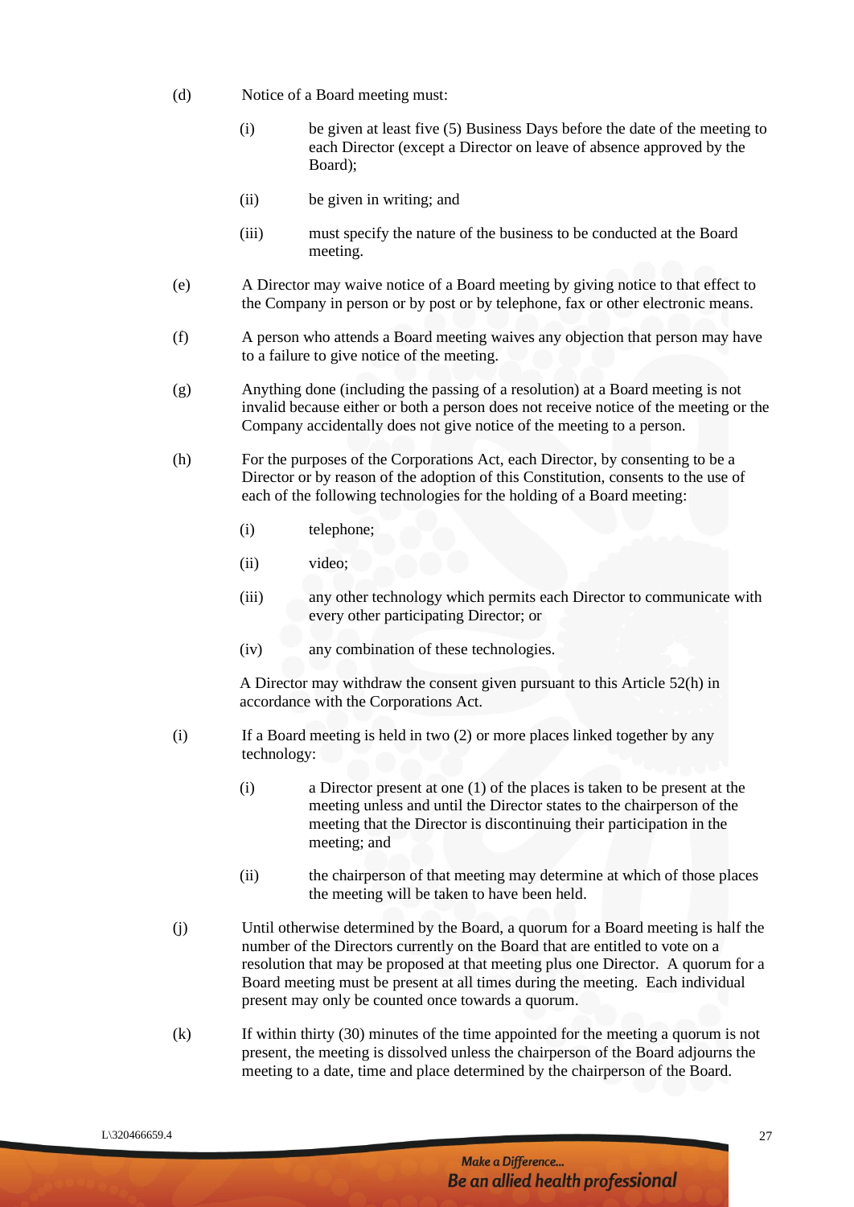(d) Notice of a Board meeting must:

  (i) be given at least five (5) Business Days before the date of the meeting to each Director (except a Director on leave of absence approved by the Board);

  (ii) be given in writing; and

  (iii) must specify the nature of the business to be conducted at the Board meeting.

(e) A Director may waive notice of a Board meeting by giving notice to that effect to the Company in person or by post or by telephone, fax or other electronic means.

(f) A person who attends a Board meeting waives any objection that person may have to a failure to give notice of the meeting.

(g) Anything done (including the passing of a resolution) at a Board meeting is not invalid because either or both a person does not receive notice of the meeting or the Company accidentally does not give notice of the meeting to a person.

(h) For the purposes of the Corporations Act, each Director, by consenting to be a Director or by reason of the adoption of this Constitution, consents to the use of each of the following technologies for the holding of a Board meeting:

  (i) telephone;

  (ii) video;

  (iii) any other technology which permits each Director to communicate with every other participating Director; or

  (iv) any combination of these technologies.

  A Director may withdraw the consent given pursuant to this Article 52(h) in accordance with the Corporations Act.

(i) If a Board meeting is held in two (2) or more places linked together by any technology:

  (i) a Director present at one (1) of the places is taken to be present at the meeting unless and until the Director states to the chairperson of the meeting that the Director is discontinuing their participation in the meeting; and

  (ii) the chairperson of that meeting may determine at which of those places the meeting will be taken to have been held.

(j) Until otherwise determined by the Board, a quorum for a Board meeting is half the number of the Directors currently on the Board that are entitled to vote on a resolution that may be proposed at that meeting plus one Director. A quorum for a Board meeting must be present at all times during the meeting. Each individual present may only be counted once towards a quorum.

(k) If within thirty (30) minutes of the time appointed for the meeting a quorum is not present, the meeting is dissolved unless the chairperson of the Board adjourns the meeting to a date, time and place determined by the chairperson of the Board.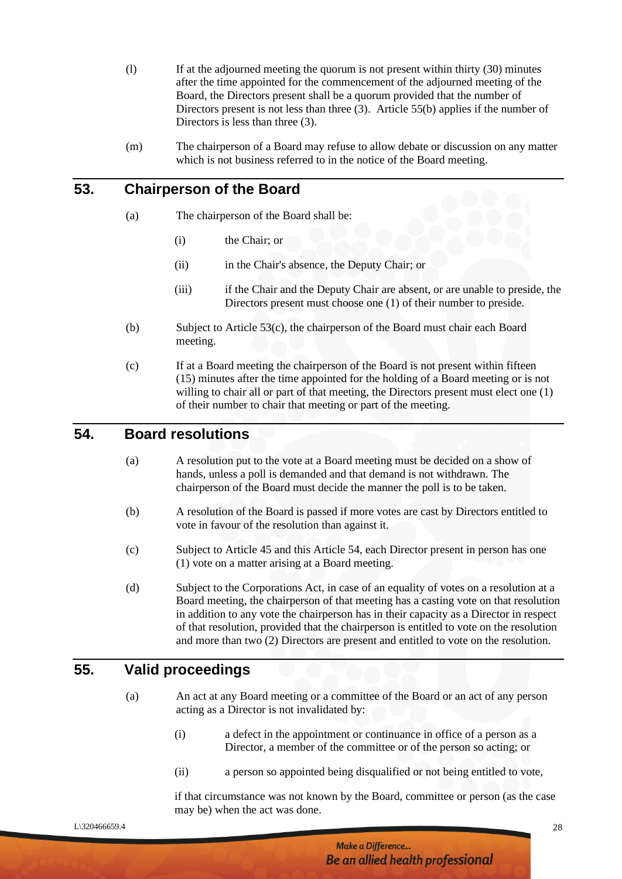(l) If at the adjourned meeting the quorum is not present within thirty (30) minutes after the time appointed for the commencement of the adjourned meeting of the Board, the Directors present shall be a quorum provided that the number of Directors present is not less than three (3). Article 55(b) applies if the number of Directors is less than three (3).

(m) The chairperson of a Board may refuse to allow debate or discussion on any matter which is not business referred to in the notice of the Board meeting.

## 53. Chairperson of the Board

(a) The chairperson of the Board shall be:

(i) the Chair; or

(ii) in the Chair's absence, the Deputy Chair; or

(iii) if the Chair and the Deputy Chair are absent, or are unable to preside, the Directors present must choose one (1) of their number to preside.

(b) Subject to Article 53(c), the chairperson of the Board must chair each Board meeting.

(c) If at a Board meeting the chairperson of the Board is not present within fifteen (15) minutes after the time appointed for the holding of a Board meeting or is not willing to chair all or part of that meeting, the Directors present must elect one (1) of their number to chair that meeting or part of the meeting.

## 54. Board resolutions

(a) A resolution put to the vote at a Board meeting must be decided on a show of hands, unless a poll is demanded and that demand is not withdrawn. The chairperson of the Board must decide the manner the poll is to be taken.

(b) A resolution of the Board is passed if more votes are cast by Directors entitled to vote in favour of the resolution than against it.

(c) Subject to Article 45 and this Article 54, each Director present in person has one (1) vote on a matter arising at a Board meeting.

(d) Subject to the Corporations Act, in case of an equality of votes on a resolution at a Board meeting, the chairperson of that meeting has a casting vote on that resolution in addition to any vote the chairperson has in their capacity as a Director in respect of that resolution, provided that the chairperson is entitled to vote on the resolution and more than two (2) Directors are present and entitled to vote on the resolution.

## 55. Valid proceedings

(a) An act at any Board meeting or a committee of the Board or an act of any person acting as a Director is not invalidated by:

(i) a defect in the appointment or continuance in office of a person as a Director, a member of the committee or of the person so acting; or

(ii) a person so appointed being disqualified or not being entitled to vote,

if that circumstance was not known by the Board, committee or person (as the case may be) when the act was done.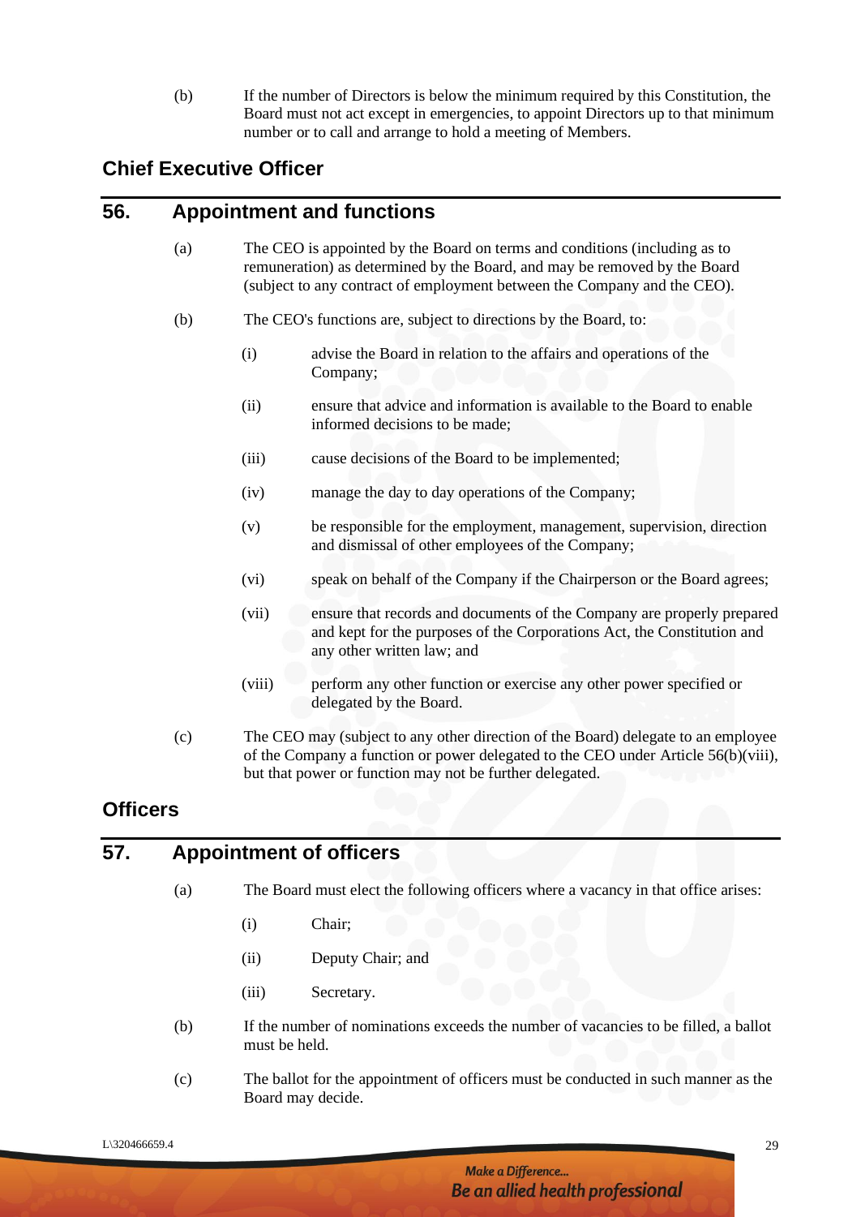(b) If the number of Directors is below the minimum required by this Constitution, the Board must not act except in emergencies, to appoint Directors up to that minimum number or to call and arrange to hold a meeting of Members.

## Chief Executive Officer

## 56. Appointment and functions

(a) The CEO is appointed by the Board on terms and conditions (including as to remuneration) as determined by the Board, and may be removed by the Board (subject to any contract of employment between the Company and the CEO).

(b) The CEO's functions are, subject to directions by the Board, to:

(i) advise the Board in relation to the affairs and operations of the Company;

(ii) ensure that advice and information is available to the Board to enable informed decisions to be made;

(iii) cause decisions of the Board to be implemented;

(iv) manage the day to day operations of the Company;

(v) be responsible for the employment, management, supervision, direction and dismissal of other employees of the Company;

(vi) speak on behalf of the Company if the Chairperson or the Board agrees;

(vii) ensure that records and documents of the Company are properly prepared and kept for the purposes of the Corporations Act, the Constitution and any other written law; and

(viii) perform any other function or exercise any other power specified or delegated by the Board.

(c) The CEO may (subject to any other direction of the Board) delegate to an employee of the Company a function or power delegated to the CEO under Article 56(b)(viii), but that power or function may not be further delegated.

## Officers

## 57. Appointment of officers

(a) The Board must elect the following officers where a vacancy in that office arises:

(i) Chair;

(ii) Deputy Chair; and

(iii) Secretary.

(b) If the number of nominations exceeds the number of vacancies to be filled, a ballot must be held.

(c) The ballot for the appointment of officers must be conducted in such manner as the Board may decide.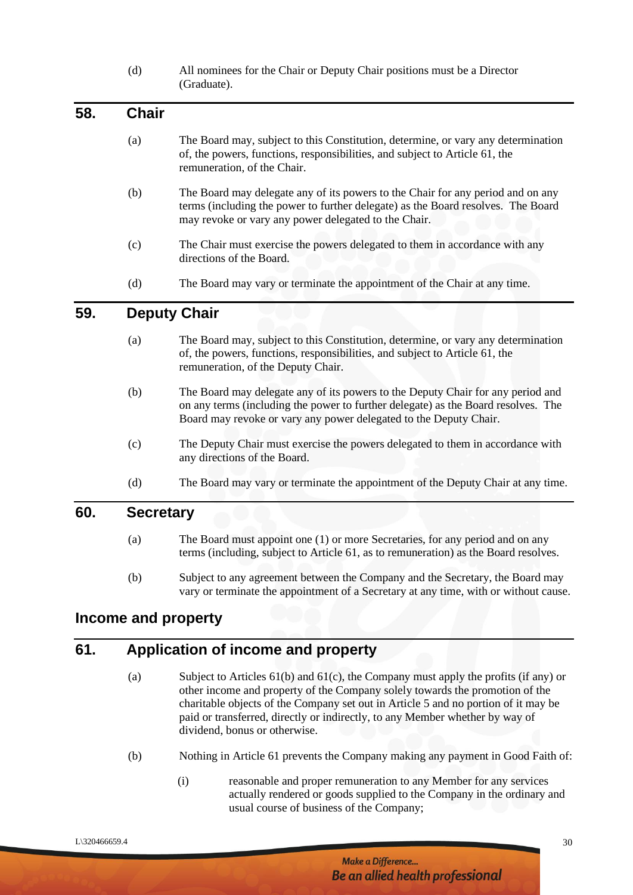(d) All nominees for the Chair or Deputy Chair positions must be a Director (Graduate).

## 58. Chair

(a) The Board may, subject to this Constitution, determine, or vary any determination of, the powers, functions, responsibilities, and subject to Article 61, the remuneration, of the Chair.

(b) The Board may delegate any of its powers to the Chair for any period and on any terms (including the power to further delegate) as the Board resolves. The Board may revoke or vary any power delegated to the Chair.

(c) The Chair must exercise the powers delegated to them in accordance with any directions of the Board.

(d) The Board may vary or terminate the appointment of the Chair at any time.

## 59. Deputy Chair

(a) The Board may, subject to this Constitution, determine, or vary any determination of, the powers, functions, responsibilities, and subject to Article 61, the remuneration, of the Deputy Chair.

(b) The Board may delegate any of its powers to the Deputy Chair for any period and on any terms (including the power to further delegate) as the Board resolves. The Board may revoke or vary any power delegated to the Deputy Chair.

(c) The Deputy Chair must exercise the powers delegated to them in accordance with any directions of the Board.

(d) The Board may vary or terminate the appointment of the Deputy Chair at any time.

## 60. Secretary

(a) The Board must appoint one (1) or more Secretaries, for any period and on any terms (including, subject to Article 61, as to remuneration) as the Board resolves.

(b) Subject to any agreement between the Company and the Secretary, the Board may vary or terminate the appointment of a Secretary at any time, with or without cause.

# Income and property

## 61. Application of income and property

(a) Subject to Articles 61(b) and 61(c), the Company must apply the profits (if any) or other income and property of the Company solely towards the promotion of the charitable objects of the Company set out in Article 5 and no portion of it may be paid or transferred, directly or indirectly, to any Member whether by way of dividend, bonus or otherwise.

(b) Nothing in Article 61 prevents the Company making any payment in Good Faith of:

(i) reasonable and proper remuneration to any Member for any services actually rendered or goods supplied to the Company in the ordinary and usual course of business of the Company;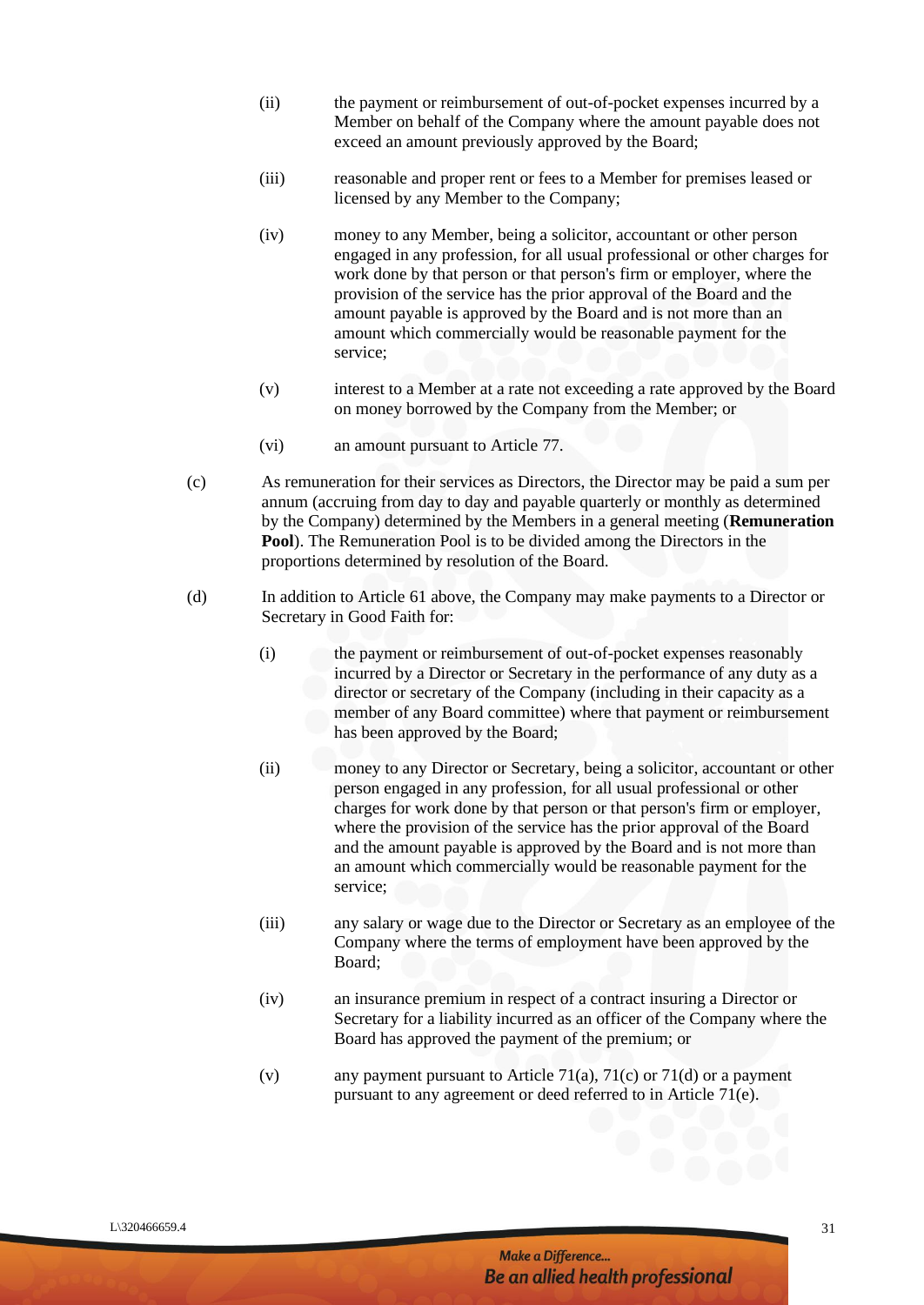(ii) the payment or reimbursement of out-of-pocket expenses incurred by a Member on behalf of the Company where the amount payable does not exceed an amount previously approved by the Board;

(iii) reasonable and proper rent or fees to a Member for premises leased or licensed by any Member to the Company;

(iv) money to any Member, being a solicitor, accountant or other person engaged in any profession, for all usual professional or other charges for work done by that person or that person's firm or employer, where the provision of the service has the prior approval of the Board and the amount payable is approved by the Board and is not more than an amount which commercially would be reasonable payment for the service;

(v) interest to a Member at a rate not exceeding a rate approved by the Board on money borrowed by the Company from the Member; or

(vi) an amount pursuant to Article 77.

(c) As remuneration for their services as Directors, the Director may be paid a sum per annum (accruing from day to day and payable quarterly or monthly as determined by the Company) determined by the Members in a general meeting (**Remuneration Pool**). The Remuneration Pool is to be divided among the Directors in the proportions determined by resolution of the Board.

(d) In addition to Article 61 above, the Company may make payments to a Director or Secretary in Good Faith for:

(i) the payment or reimbursement of out-of-pocket expenses reasonably incurred by a Director or Secretary in the performance of any duty as a director or secretary of the Company (including in their capacity as a member of any Board committee) where that payment or reimbursement has been approved by the Board;

(ii) money to any Director or Secretary, being a solicitor, accountant or other person engaged in any profession, for all usual professional or other charges for work done by that person or that person's firm or employer, where the provision of the service has the prior approval of the Board and the amount payable is approved by the Board and is not more than an amount which commercially would be reasonable payment for the service;

(iii) any salary or wage due to the Director or Secretary as an employee of the Company where the terms of employment have been approved by the Board;

(iv) an insurance premium in respect of a contract insuring a Director or Secretary for a liability incurred as an officer of the Company where the Board has approved the payment of the premium; or

(v) any payment pursuant to Article 71(a), 71(c) or 71(d) or a payment pursuant to any agreement or deed referred to in Article 71(e).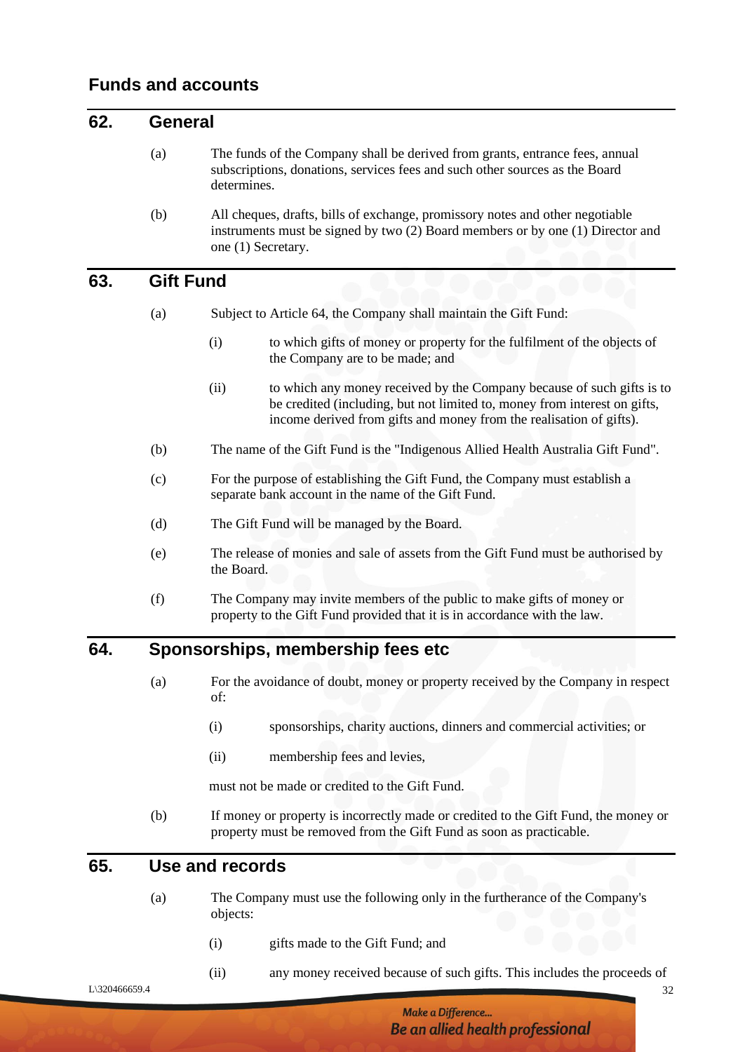## Funds and accounts

## 62. General

(a) The funds of the Company shall be derived from grants, entrance fees, annual subscriptions, donations, services fees and such other sources as the Board determines.

(b) All cheques, drafts, bills of exchange, promissory notes and other negotiable instruments must be signed by two (2) Board members or by one (1) Director and one (1) Secretary.

## 63. Gift Fund

(a) Subject to Article 64, the Company shall maintain the Gift Fund:

(i) to which gifts of money or property for the fulfilment of the objects of the Company are to be made; and

(ii) to which any money received by the Company because of such gifts is to be credited (including, but not limited to, money from interest on gifts, income derived from gifts and money from the realisation of gifts).

(b) The name of the Gift Fund is the "Indigenous Allied Health Australia Gift Fund".

(c) For the purpose of establishing the Gift Fund, the Company must establish a separate bank account in the name of the Gift Fund.

(d) The Gift Fund will be managed by the Board.

(e) The release of monies and sale of assets from the Gift Fund must be authorised by the Board.

(f) The Company may invite members of the public to make gifts of money or property to the Gift Fund provided that it is in accordance with the law.

## 64. Sponsorships, membership fees etc

(a) For the avoidance of doubt, money or property received by the Company in respect of:

(i) sponsorships, charity auctions, dinners and commercial activities; or

(ii) membership fees and levies,

must not be made or credited to the Gift Fund.

(b) If money or property is incorrectly made or credited to the Gift Fund, the money or property must be removed from the Gift Fund as soon as practicable.

## 65. Use and records

(a) The Company must use the following only in the furtherance of the Company's objects:

(i) gifts made to the Gift Fund; and

(ii) any money received because of such gifts. This includes the proceeds of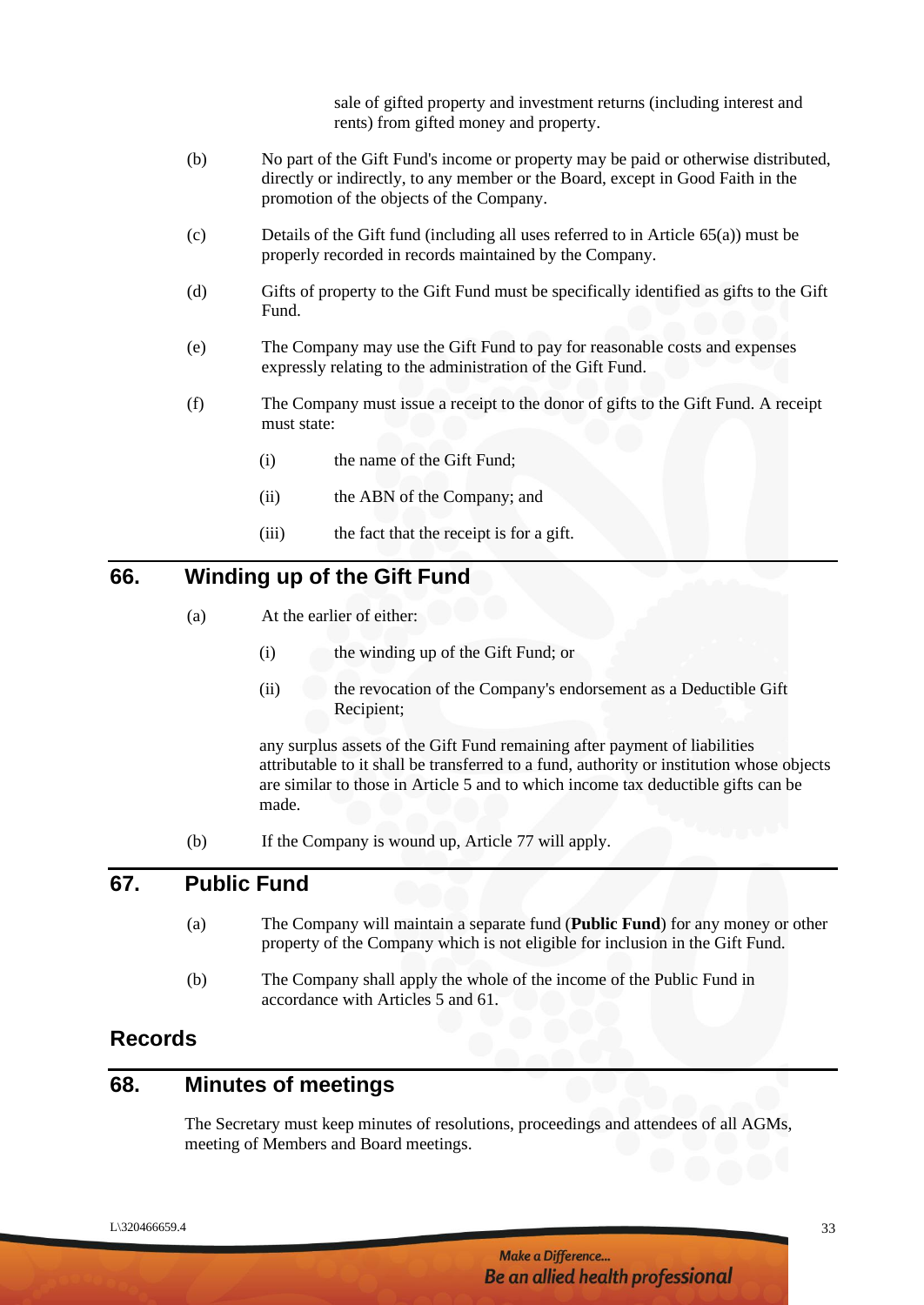sale of gifted property and investment returns (including interest and rents) from gifted money and property.

(b) No part of the Gift Fund's income or property may be paid or otherwise distributed, directly or indirectly, to any member or the Board, except in Good Faith in the promotion of the objects of the Company.

(c) Details of the Gift fund (including all uses referred to in Article 65(a)) must be properly recorded in records maintained by the Company.

(d) Gifts of property to the Gift Fund must be specifically identified as gifts to the Gift Fund.

(e) The Company may use the Gift Fund to pay for reasonable costs and expenses expressly relating to the administration of the Gift Fund.

(f) The Company must issue a receipt to the donor of gifts to the Gift Fund. A receipt must state:

   (i) the name of the Gift Fund;

   (ii) the ABN of the Company; and

   (iii) the fact that the receipt is for a gift.

## 66. Winding up of the Gift Fund

(a) At the earlier of either:

   (i) the winding up of the Gift Fund; or

   (ii) the revocation of the Company's endorsement as a Deductible Gift Recipient;

   any surplus assets of the Gift Fund remaining after payment of liabilities attributable to it shall be transferred to a fund, authority or institution whose objects are similar to those in Article 5 and to which income tax deductible gifts can be made.

(b) If the Company is wound up, Article 77 will apply.

## 67. Public Fund

(a) The Company will maintain a separate fund (**Public Fund**) for any money or other property of the Company which is not eligible for inclusion in the Gift Fund.

(b) The Company shall apply the whole of the income of the Public Fund in accordance with Articles 5 and 61.

# Records

## 68. Minutes of meetings

The Secretary must keep minutes of resolutions, proceedings and attendees of all AGMs, meeting of Members and Board meetings.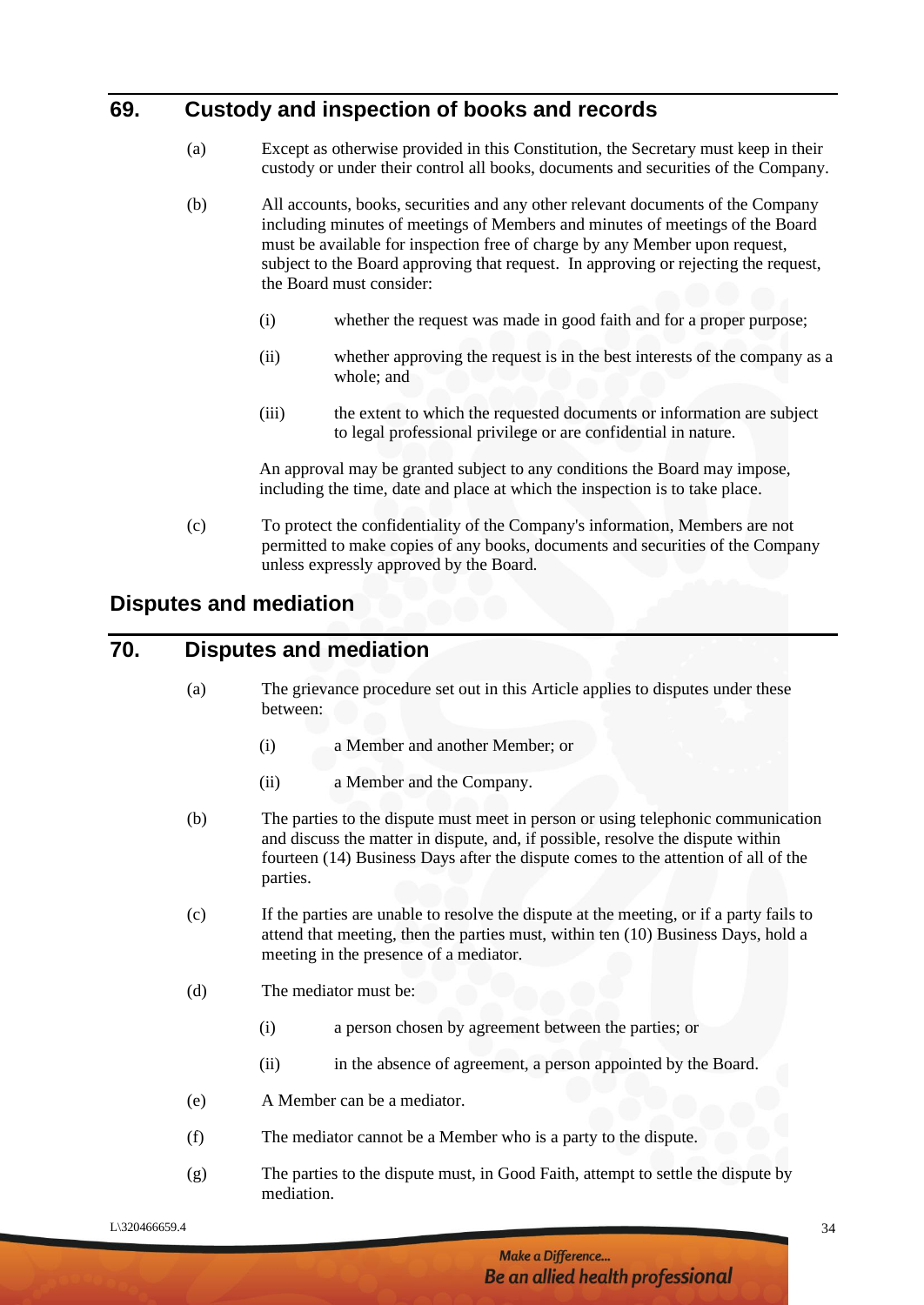## 69. Custody and inspection of books and records

(a) Except as otherwise provided in this Constitution, the Secretary must keep in their custody or under their control all books, documents and securities of the Company.

(b) All accounts, books, securities and any other relevant documents of the Company including minutes of meetings of Members and minutes of meetings of the Board must be available for inspection free of charge by any Member upon request, subject to the Board approving that request. In approving or rejecting the request, the Board must consider:

(i) whether the request was made in good faith and for a proper purpose;

(ii) whether approving the request is in the best interests of the company as a whole; and

(iii) the extent to which the requested documents or information are subject to legal professional privilege or are confidential in nature.

An approval may be granted subject to any conditions the Board may impose, including the time, date and place at which the inspection is to take place.

(c) To protect the confidentiality of the Company's information, Members are not permitted to make copies of any books, documents and securities of the Company unless expressly approved by the Board.

# Disputes and mediation

## 70. Disputes and mediation

(a) The grievance procedure set out in this Article applies to disputes under these between:

(i) a Member and another Member; or

(ii) a Member and the Company.

(b) The parties to the dispute must meet in person or using telephonic communication and discuss the matter in dispute, and, if possible, resolve the dispute within fourteen (14) Business Days after the dispute comes to the attention of all of the parties.

(c) If the parties are unable to resolve the dispute at the meeting, or if a party fails to attend that meeting, then the parties must, within ten (10) Business Days, hold a meeting in the presence of a mediator.

(d) The mediator must be:

(i) a person chosen by agreement between the parties; or

(ii) in the absence of agreement, a person appointed by the Board.

(e) A Member can be a mediator.

(f) The mediator cannot be a Member who is a party to the dispute.

(g) The parties to the dispute must, in Good Faith, attempt to settle the dispute by mediation.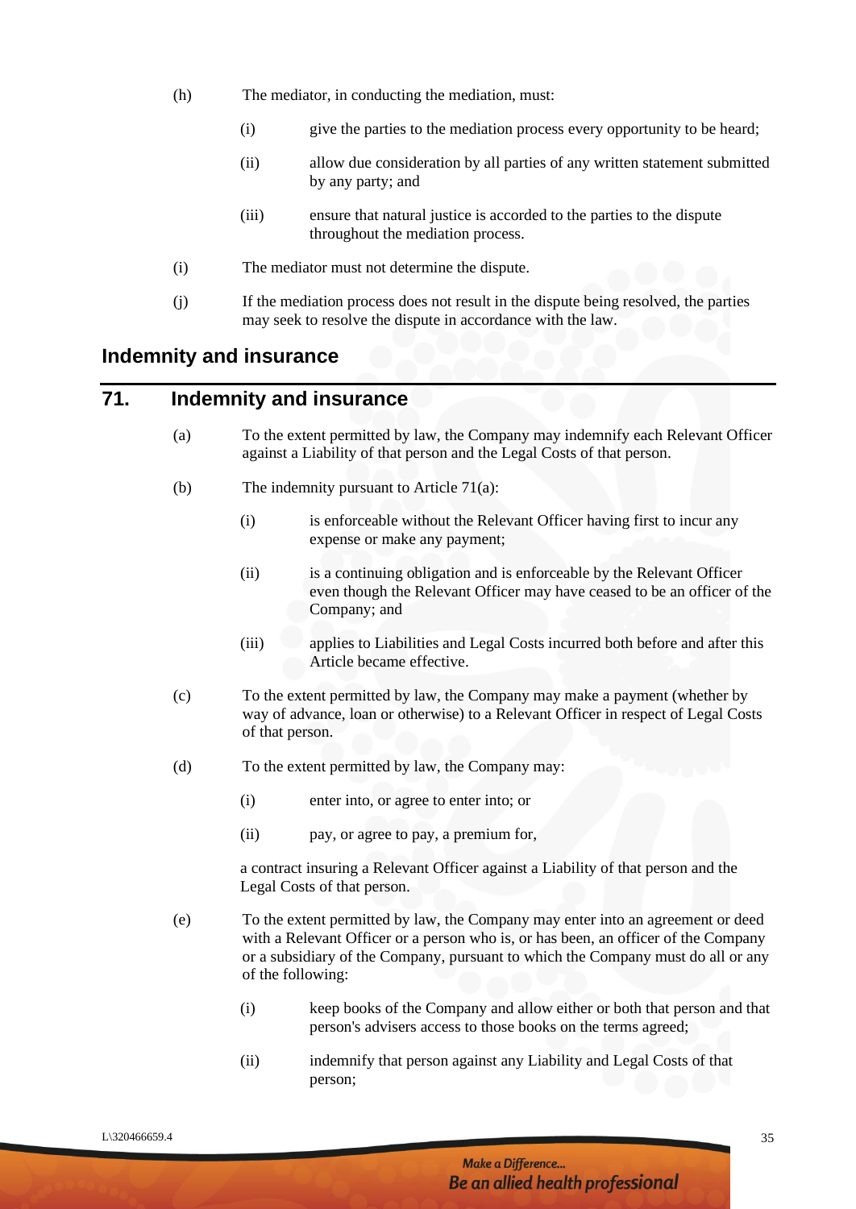(h) The mediator, in conducting the mediation, must:

   (i) give the parties to the mediation process every opportunity to be heard;

   (ii) allow due consideration by all parties of any written statement submitted by any party; and

   (iii) ensure that natural justice is accorded to the parties to the dispute throughout the mediation process.

(i) The mediator must not determine the dispute.

(j) If the mediation process does not result in the dispute being resolved, the parties may seek to resolve the dispute in accordance with the law.

## Indemnity and insurance

## 71. Indemnity and insurance

(a) To the extent permitted by law, the Company may indemnify each Relevant Officer against a Liability of that person and the Legal Costs of that person.

(b) The indemnity pursuant to Article 71(a):

   (i) is enforceable without the Relevant Officer having first to incur any expense or make any payment;

   (ii) is a continuing obligation and is enforceable by the Relevant Officer even though the Relevant Officer may have ceased to be an officer of the Company; and

   (iii) applies to Liabilities and Legal Costs incurred both before and after this Article became effective.

(c) To the extent permitted by law, the Company may make a payment (whether by way of advance, loan or otherwise) to a Relevant Officer in respect of Legal Costs of that person.

(d) To the extent permitted by law, the Company may:

   (i) enter into, or agree to enter into; or

   (ii) pay, or agree to pay, a premium for,

   a contract insuring a Relevant Officer against a Liability of that person and the Legal Costs of that person.

(e) To the extent permitted by law, the Company may enter into an agreement or deed with a Relevant Officer or a person who is, or has been, an officer of the Company or a subsidiary of the Company, pursuant to which the Company must do all or any of the following:

   (i) keep books of the Company and allow either or both that person and that person's advisers access to those books on the terms agreed;

   (ii) indemnify that person against any Liability and Legal Costs of that person;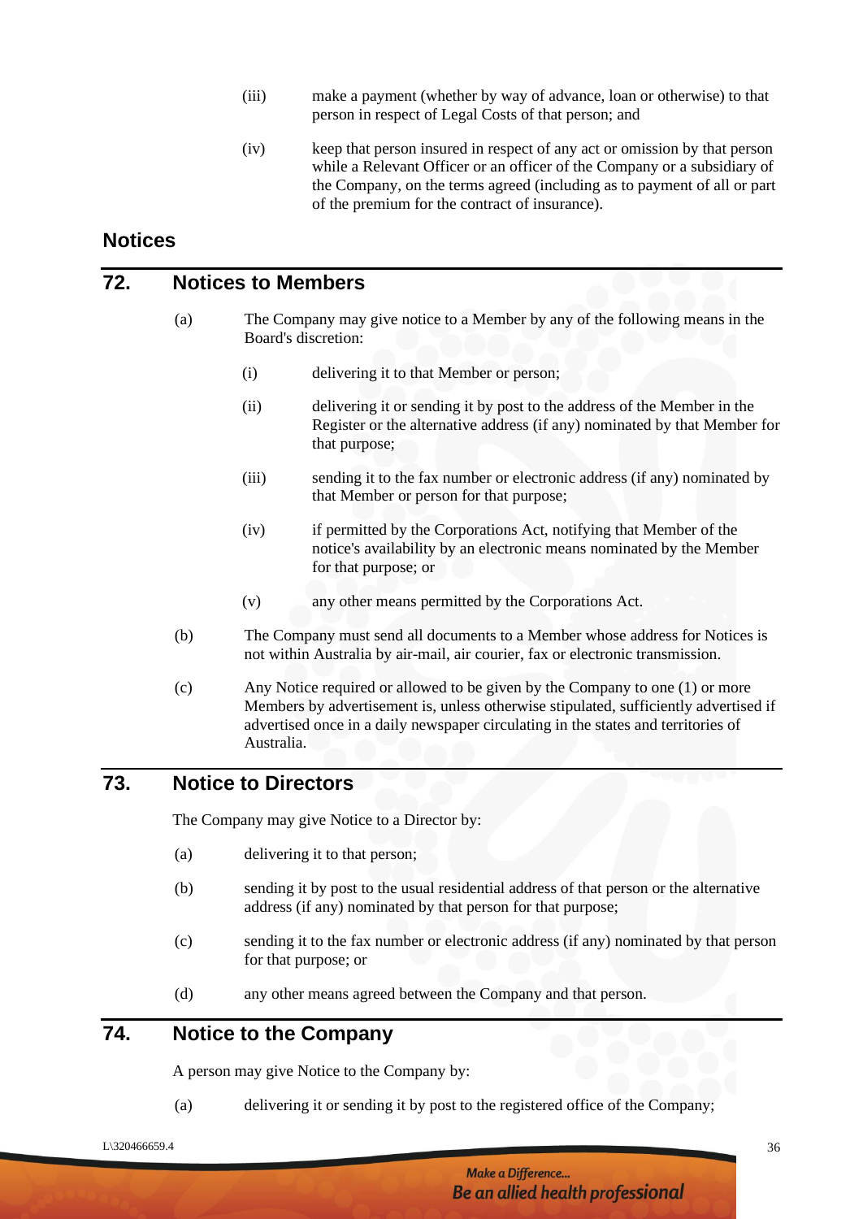(iii) make a payment (whether by way of advance, loan or otherwise) to that person in respect of Legal Costs of that person; and

(iv) keep that person insured in respect of any act or omission by that person while a Relevant Officer or an officer of the Company or a subsidiary of the Company, on the terms agreed (including as to payment of all or part of the premium for the contract of insurance).

## Notices

## 72. Notices to Members

(a) The Company may give notice to a Member by any of the following means in the Board's discretion:

(i) delivering it to that Member or person;

(ii) delivering it or sending it by post to the address of the Member in the Register or the alternative address (if any) nominated by that Member for that purpose;

(iii) sending it to the fax number or electronic address (if any) nominated by that Member or person for that purpose;

(iv) if permitted by the Corporations Act, notifying that Member of the notice's availability by an electronic means nominated by the Member for that purpose; or

(v) any other means permitted by the Corporations Act.

(b) The Company must send all documents to a Member whose address for Notices is not within Australia by air-mail, air courier, fax or electronic transmission.

(c) Any Notice required or allowed to be given by the Company to one (1) or more Members by advertisement is, unless otherwise stipulated, sufficiently advertised if advertised once in a daily newspaper circulating in the states and territories of Australia.

## 73. Notice to Directors

The Company may give Notice to a Director by:

(a) delivering it to that person;

(b) sending it by post to the usual residential address of that person or the alternative address (if any) nominated by that person for that purpose;

(c) sending it to the fax number or electronic address (if any) nominated by that person for that purpose; or

(d) any other means agreed between the Company and that person.

## 74. Notice to the Company

A person may give Notice to the Company by:

(a) delivering it or sending it by post to the registered office of the Company;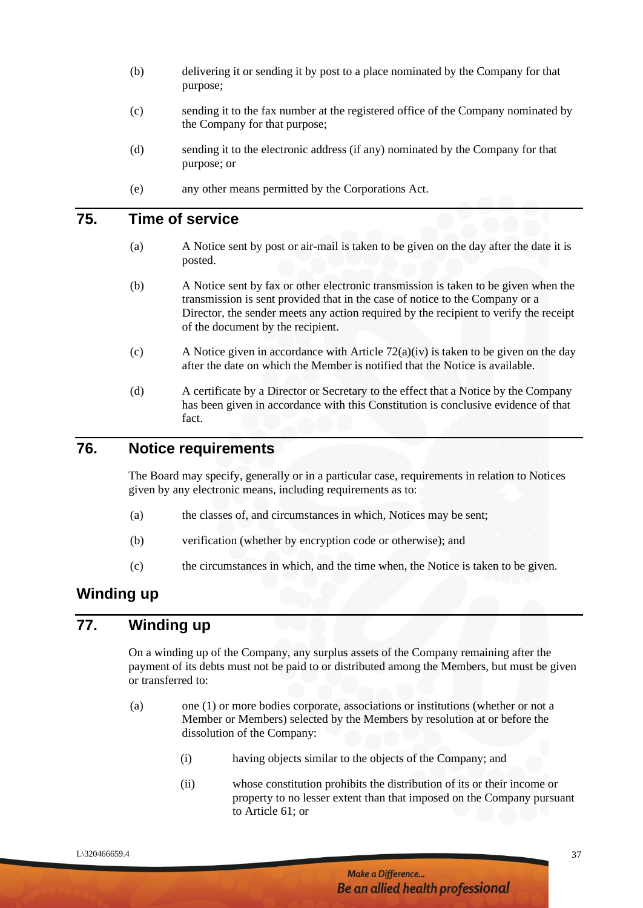(b) delivering it or sending it by post to a place nominated by the Company for that purpose;

(c) sending it to the fax number at the registered office of the Company nominated by the Company for that purpose;

(d) sending it to the electronic address (if any) nominated by the Company for that purpose; or

(e) any other means permitted by the Corporations Act.

## 75. Time of service

(a) A Notice sent by post or air-mail is taken to be given on the day after the date it is posted.

(b) A Notice sent by fax or other electronic transmission is taken to be given when the transmission is sent provided that in the case of notice to the Company or a Director, the sender meets any action required by the recipient to verify the receipt of the document by the recipient.

(c) A Notice given in accordance with Article 72(a)(iv) is taken to be given on the day after the date on which the Member is notified that the Notice is available.

(d) A certificate by a Director or Secretary to the effect that a Notice by the Company has been given in accordance with this Constitution is conclusive evidence of that fact.

## 76. Notice requirements

The Board may specify, generally or in a particular case, requirements in relation to Notices given by any electronic means, including requirements as to:

(a) the classes of, and circumstances in which, Notices may be sent;

(b) verification (whether by encryption code or otherwise); and

(c) the circumstances in which, and the time when, the Notice is taken to be given.

# Winding up

## 77. Winding up

On a winding up of the Company, any surplus assets of the Company remaining after the payment of its debts must not be paid to or distributed among the Members, but must be given or transferred to:

(a) one (1) or more bodies corporate, associations or institutions (whether or not a Member or Members) selected by the Members by resolution at or before the dissolution of the Company:

(i) having objects similar to the objects of the Company; and

(ii) whose constitution prohibits the distribution of its or their income or property to no lesser extent than that imposed on the Company pursuant to Article 61; or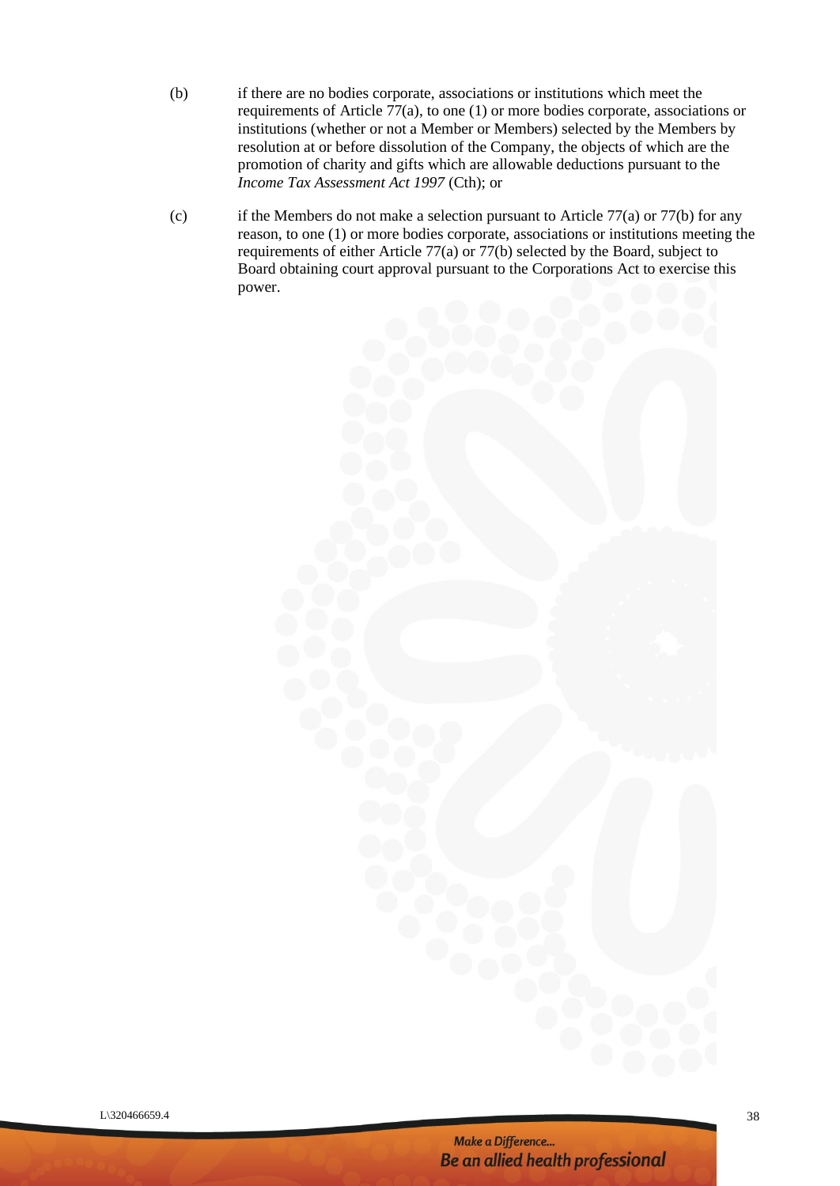(b) if there are no bodies corporate, associations or institutions which meet the requirements of Article 77(a), to one (1) or more bodies corporate, associations or institutions (whether or not a Member or Members) selected by the Members by resolution at or before dissolution of the Company, the objects of which are the promotion of charity and gifts which are allowable deductions pursuant to the *Income Tax Assessment Act 1997* (Cth); or

(c) if the Members do not make a selection pursuant to Article 77(a) or 77(b) for any reason, to one (1) or more bodies corporate, associations or institutions meeting the requirements of either Article 77(a) or 77(b) selected by the Board, subject to Board obtaining court approval pursuant to the Corporations Act to exercise this power.